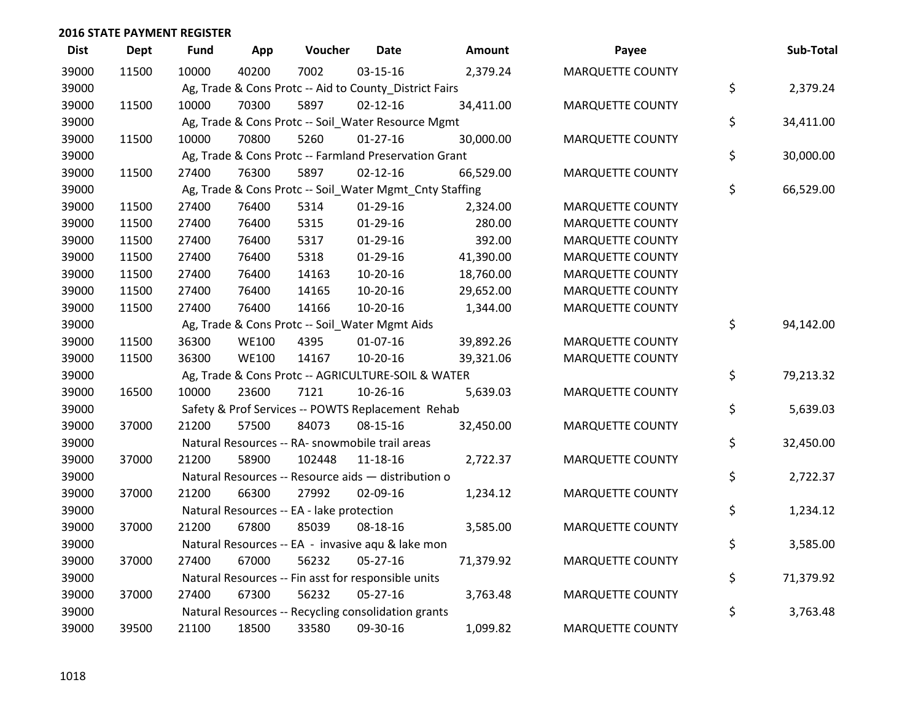## 2016 STATE PAYMENT REGISTER

| Dist | Dept | Fund | App | Voucher | Date | Amount | Payee | Sub-Total |
|---|---|---|---|---|---|---|---|---|
| 39000 | 11500 | 10000 | 40200 | 7002 | 03-15-16 | 2,379.24 | MARQUETTE COUNTY | |
| 39000 | | Ag, Trade & Cons Protc -- Aid to County_District Fairs | | | | | | $ 2,379.24 |
| 39000 | 11500 | 10000 | 70300 | 5897 | 02-12-16 | 34,411.00 | MARQUETTE COUNTY | |
| 39000 | | Ag, Trade & Cons Protc -- Soil_Water Resource Mgmt | | | | | | $ 34,411.00 |
| 39000 | 11500 | 10000 | 70800 | 5260 | 01-27-16 | 30,000.00 | MARQUETTE COUNTY | |
| 39000 | | Ag, Trade & Cons Protc -- Farmland Preservation Grant | | | | | | $ 30,000.00 |
| 39000 | 11500 | 27400 | 76300 | 5897 | 02-12-16 | 66,529.00 | MARQUETTE COUNTY | |
| 39000 | | Ag, Trade & Cons Protc -- Soil_Water Mgmt_Cnty Staffing | | | | | | $ 66,529.00 |
| 39000 | 11500 | 27400 | 76400 | 5314 | 01-29-16 | 2,324.00 | MARQUETTE COUNTY | |
| 39000 | 11500 | 27400 | 76400 | 5315 | 01-29-16 | 280.00 | MARQUETTE COUNTY | |
| 39000 | 11500 | 27400 | 76400 | 5317 | 01-29-16 | 392.00 | MARQUETTE COUNTY | |
| 39000 | 11500 | 27400 | 76400 | 5318 | 01-29-16 | 41,390.00 | MARQUETTE COUNTY | |
| 39000 | 11500 | 27400 | 76400 | 14163 | 10-20-16 | 18,760.00 | MARQUETTE COUNTY | |
| 39000 | 11500 | 27400 | 76400 | 14165 | 10-20-16 | 29,652.00 | MARQUETTE COUNTY | |
| 39000 | 11500 | 27400 | 76400 | 14166 | 10-20-16 | 1,344.00 | MARQUETTE COUNTY | |
| 39000 | | Ag, Trade & Cons Protc -- Soil_Water Mgmt Aids | | | | | | $ 94,142.00 |
| 39000 | 11500 | 36300 | WE100 | 4395 | 01-07-16 | 39,892.26 | MARQUETTE COUNTY | |
| 39000 | 11500 | 36300 | WE100 | 14167 | 10-20-16 | 39,321.06 | MARQUETTE COUNTY | |
| 39000 | | Ag, Trade & Cons Protc -- AGRICULTURE-SOIL & WATER | | | | | | $ 79,213.32 |
| 39000 | 16500 | 10000 | 23600 | 7121 | 10-26-16 | 5,639.03 | MARQUETTE COUNTY | |
| 39000 | | Safety & Prof Services -- POWTS Replacement Rehab | | | | | | $ 5,639.03 |
| 39000 | 37000 | 21200 | 57500 | 84073 | 08-15-16 | 32,450.00 | MARQUETTE COUNTY | |
| 39000 | | Natural Resources -- RA- snowmobile trail areas | | | | | | $ 32,450.00 |
| 39000 | 37000 | 21200 | 58900 | 102448 | 11-18-16 | 2,722.37 | MARQUETTE COUNTY | |
| 39000 | | Natural Resources -- Resource aids — distribution o | | | | | | $ 2,722.37 |
| 39000 | 37000 | 21200 | 66300 | 27992 | 02-09-16 | 1,234.12 | MARQUETTE COUNTY | |
| 39000 | | Natural Resources -- EA - lake protection | | | | | | $ 1,234.12 |
| 39000 | 37000 | 21200 | 67800 | 85039 | 08-18-16 | 3,585.00 | MARQUETTE COUNTY | |
| 39000 | | Natural Resources -- EA - invasive aqu & lake mon | | | | | | $ 3,585.00 |
| 39000 | 37000 | 27400 | 67000 | 56232 | 05-27-16 | 71,379.92 | MARQUETTE COUNTY | |
| 39000 | | Natural Resources -- Fin asst for responsible units | | | | | | $ 71,379.92 |
| 39000 | 37000 | 27400 | 67300 | 56232 | 05-27-16 | 3,763.48 | MARQUETTE COUNTY | |
| 39000 | | Natural Resources -- Recycling consolidation grants | | | | | | $ 3,763.48 |
| 39000 | 39500 | 21100 | 18500 | 33580 | 09-30-16 | 1,099.82 | MARQUETTE COUNTY | |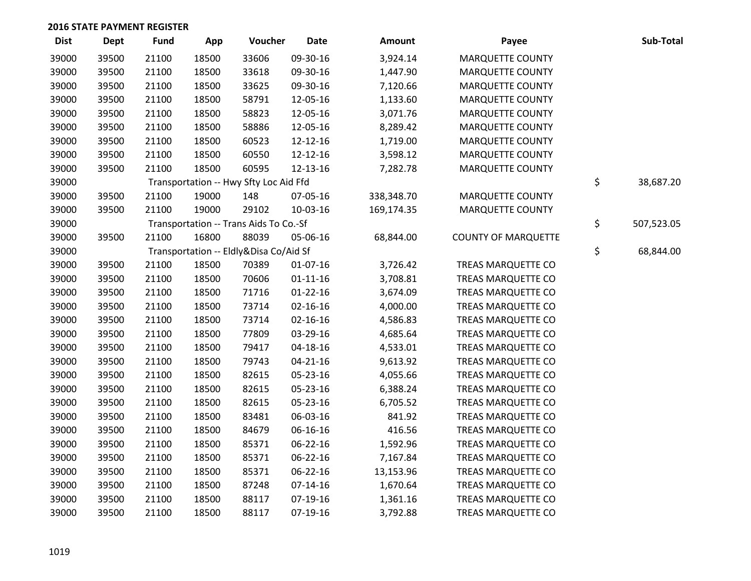**2016 STATE PAYMENT REGISTER**

| Dist | Dept | Fund | App | Voucher | Date | Amount | Payee | | Sub-Total |
|---|---|---|---|---|---|---|---|---|---|
| 39000 | 39500 | 21100 | 18500 | 33606 | 09-30-16 | 3,924.14 | MARQUETTE COUNTY | | |
| 39000 | 39500 | 21100 | 18500 | 33618 | 09-30-16 | 1,447.90 | MARQUETTE COUNTY | | |
| 39000 | 39500 | 21100 | 18500 | 33625 | 09-30-16 | 7,120.66 | MARQUETTE COUNTY | | |
| 39000 | 39500 | 21100 | 18500 | 58791 | 12-05-16 | 1,133.60 | MARQUETTE COUNTY | | |
| 39000 | 39500 | 21100 | 18500 | 58823 | 12-05-16 | 3,071.76 | MARQUETTE COUNTY | | |
| 39000 | 39500 | 21100 | 18500 | 58886 | 12-05-16 | 8,289.42 | MARQUETTE COUNTY | | |
| 39000 | 39500 | 21100 | 18500 | 60523 | 12-12-16 | 1,719.00 | MARQUETTE COUNTY | | |
| 39000 | 39500 | 21100 | 18500 | 60550 | 12-12-16 | 3,598.12 | MARQUETTE COUNTY | | |
| 39000 | 39500 | 21100 | 18500 | 60595 | 12-13-16 | 7,282.78 | MARQUETTE COUNTY | | |
| 39000 | | Transportation -- Hwy Sfty Loc Aid Ffd | | | | | | $ | 38,687.20 |
| 39000 | 39500 | 21100 | 19000 | 148 | 07-05-16 | 338,348.70 | MARQUETTE COUNTY | | |
| 39000 | 39500 | 21100 | 19000 | 29102 | 10-03-16 | 169,174.35 | MARQUETTE COUNTY | | |
| 39000 | | Transportation -- Trans Aids To Co.-Sf | | | | | | $ | 507,523.05 |
| 39000 | 39500 | 21100 | 16800 | 88039 | 05-06-16 | 68,844.00 | COUNTY OF MARQUETTE | | |
| 39000 | | Transportation -- Eldly&Disa Co/Aid Sf | | | | | | $ | 68,844.00 |
| 39000 | 39500 | 21100 | 18500 | 70389 | 01-07-16 | 3,726.42 | TREAS MARQUETTE CO | | |
| 39000 | 39500 | 21100 | 18500 | 70606 | 01-11-16 | 3,708.81 | TREAS MARQUETTE CO | | |
| 39000 | 39500 | 21100 | 18500 | 71716 | 01-22-16 | 3,674.09 | TREAS MARQUETTE CO | | |
| 39000 | 39500 | 21100 | 18500 | 73714 | 02-16-16 | 4,000.00 | TREAS MARQUETTE CO | | |
| 39000 | 39500 | 21100 | 18500 | 73714 | 02-16-16 | 4,586.83 | TREAS MARQUETTE CO | | |
| 39000 | 39500 | 21100 | 18500 | 77809 | 03-29-16 | 4,685.64 | TREAS MARQUETTE CO | | |
| 39000 | 39500 | 21100 | 18500 | 79417 | 04-18-16 | 4,533.01 | TREAS MARQUETTE CO | | |
| 39000 | 39500 | 21100 | 18500 | 79743 | 04-21-16 | 9,613.92 | TREAS MARQUETTE CO | | |
| 39000 | 39500 | 21100 | 18500 | 82615 | 05-23-16 | 4,055.66 | TREAS MARQUETTE CO | | |
| 39000 | 39500 | 21100 | 18500 | 82615 | 05-23-16 | 6,388.24 | TREAS MARQUETTE CO | | |
| 39000 | 39500 | 21100 | 18500 | 82615 | 05-23-16 | 6,705.52 | TREAS MARQUETTE CO | | |
| 39000 | 39500 | 21100 | 18500 | 83481 | 06-03-16 | 841.92 | TREAS MARQUETTE CO | | |
| 39000 | 39500 | 21100 | 18500 | 84679 | 06-16-16 | 416.56 | TREAS MARQUETTE CO | | |
| 39000 | 39500 | 21100 | 18500 | 85371 | 06-22-16 | 1,592.96 | TREAS MARQUETTE CO | | |
| 39000 | 39500 | 21100 | 18500 | 85371 | 06-22-16 | 7,167.84 | TREAS MARQUETTE CO | | |
| 39000 | 39500 | 21100 | 18500 | 85371 | 06-22-16 | 13,153.96 | TREAS MARQUETTE CO | | |
| 39000 | 39500 | 21100 | 18500 | 87248 | 07-14-16 | 1,670.64 | TREAS MARQUETTE CO | | |
| 39000 | 39500 | 21100 | 18500 | 88117 | 07-19-16 | 1,361.16 | TREAS MARQUETTE CO | | |
| 39000 | 39500 | 21100 | 18500 | 88117 | 07-19-16 | 3,792.88 | TREAS MARQUETTE CO | | |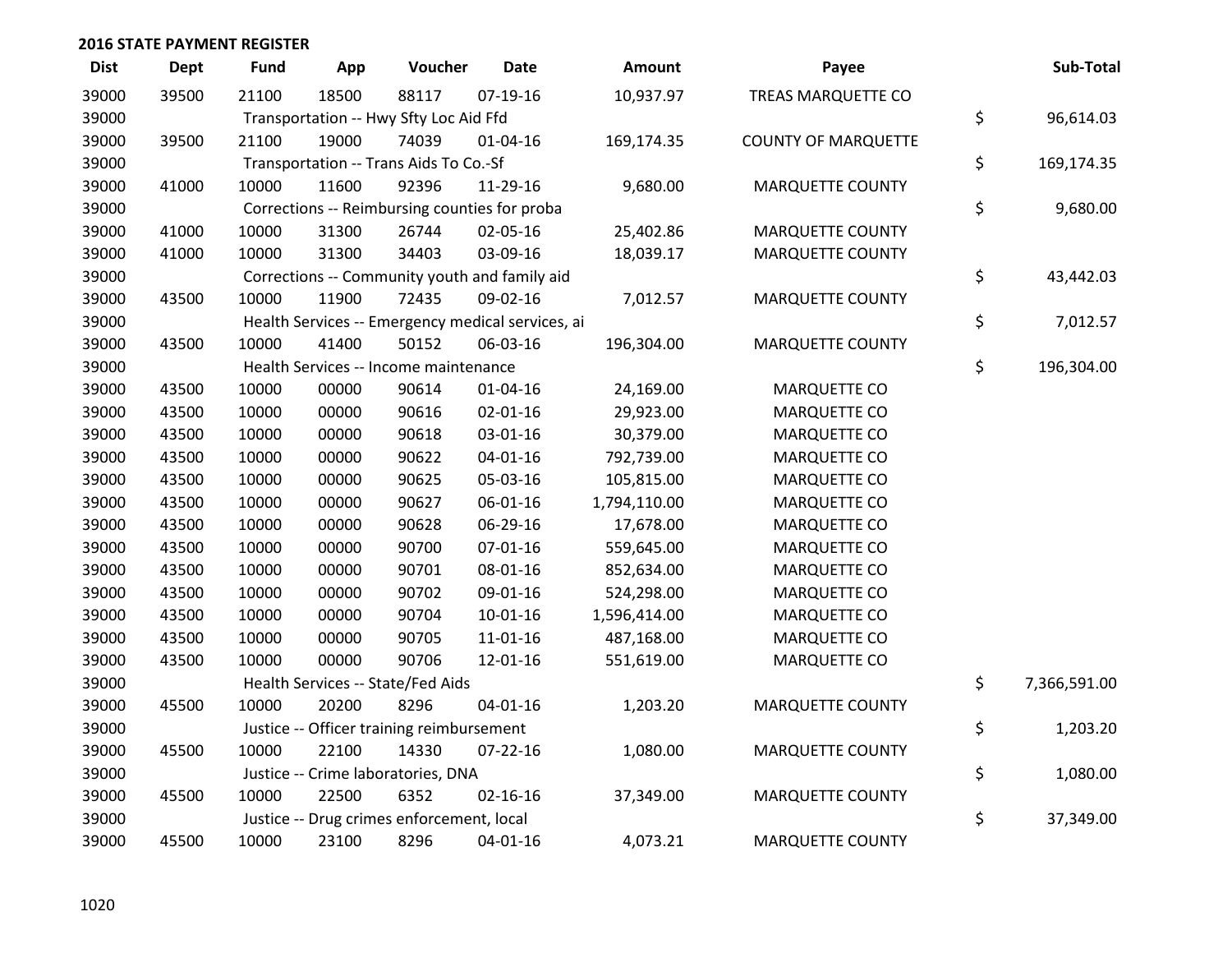## 2016 STATE PAYMENT REGISTER

| Dist | Dept | Fund | App | Voucher | Date | Amount | Payee | Sub-Total |
|---|---|---|---|---|---|---|---|---|
| 39000 | 39500 | 21100 | 18500 | 88117 | 07-19-16 | 10,937.97 | TREAS MARQUETTE CO | |
| 39000 | | Transportation -- Hwy Sfty Loc Aid Ffd | | | | | | $ 96,614.03 |
| 39000 | 39500 | 21100 | 19000 | 74039 | 01-04-16 | 169,174.35 | COUNTY OF MARQUETTE | |
| 39000 | | Transportation -- Trans Aids To Co.-Sf | | | | | | $ 169,174.35 |
| 39000 | 41000 | 10000 | 11600 | 92396 | 11-29-16 | 9,680.00 | MARQUETTE COUNTY | |
| 39000 | | Corrections -- Reimbursing counties for proba | | | | | | $ 9,680.00 |
| 39000 | 41000 | 10000 | 31300 | 26744 | 02-05-16 | 25,402.86 | MARQUETTE COUNTY | |
| 39000 | 41000 | 10000 | 31300 | 34403 | 03-09-16 | 18,039.17 | MARQUETTE COUNTY | |
| 39000 | | Corrections -- Community youth and family aid | | | | | | $ 43,442.03 |
| 39000 | 43500 | 10000 | 11900 | 72435 | 09-02-16 | 7,012.57 | MARQUETTE COUNTY | |
| 39000 | | Health Services -- Emergency medical services, ai | | | | | | $ 7,012.57 |
| 39000 | 43500 | 10000 | 41400 | 50152 | 06-03-16 | 196,304.00 | MARQUETTE COUNTY | |
| 39000 | | Health Services -- Income maintenance | | | | | | $ 196,304.00 |
| 39000 | 43500 | 10000 | 00000 | 90614 | 01-04-16 | 24,169.00 | MARQUETTE CO | |
| 39000 | 43500 | 10000 | 00000 | 90616 | 02-01-16 | 29,923.00 | MARQUETTE CO | |
| 39000 | 43500 | 10000 | 00000 | 90618 | 03-01-16 | 30,379.00 | MARQUETTE CO | |
| 39000 | 43500 | 10000 | 00000 | 90622 | 04-01-16 | 792,739.00 | MARQUETTE CO | |
| 39000 | 43500 | 10000 | 00000 | 90625 | 05-03-16 | 105,815.00 | MARQUETTE CO | |
| 39000 | 43500 | 10000 | 00000 | 90627 | 06-01-16 | 1,794,110.00 | MARQUETTE CO | |
| 39000 | 43500 | 10000 | 00000 | 90628 | 06-29-16 | 17,678.00 | MARQUETTE CO | |
| 39000 | 43500 | 10000 | 00000 | 90700 | 07-01-16 | 559,645.00 | MARQUETTE CO | |
| 39000 | 43500 | 10000 | 00000 | 90701 | 08-01-16 | 852,634.00 | MARQUETTE CO | |
| 39000 | 43500 | 10000 | 00000 | 90702 | 09-01-16 | 524,298.00 | MARQUETTE CO | |
| 39000 | 43500 | 10000 | 00000 | 90704 | 10-01-16 | 1,596,414.00 | MARQUETTE CO | |
| 39000 | 43500 | 10000 | 00000 | 90705 | 11-01-16 | 487,168.00 | MARQUETTE CO | |
| 39000 | 43500 | 10000 | 00000 | 90706 | 12-01-16 | 551,619.00 | MARQUETTE CO | |
| 39000 | | Health Services -- State/Fed Aids | | | | | | $ 7,366,591.00 |
| 39000 | 45500 | 10000 | 20200 | 8296 | 04-01-16 | 1,203.20 | MARQUETTE COUNTY | |
| 39000 | | Justice -- Officer training reimbursement | | | | | | $ 1,203.20 |
| 39000 | 45500 | 10000 | 22100 | 14330 | 07-22-16 | 1,080.00 | MARQUETTE COUNTY | |
| 39000 | | Justice -- Crime laboratories, DNA | | | | | | $ 1,080.00 |
| 39000 | 45500 | 10000 | 22500 | 6352 | 02-16-16 | 37,349.00 | MARQUETTE COUNTY | |
| 39000 | | Justice -- Drug crimes enforcement, local | | | | | | $ 37,349.00 |
| 39000 | 45500 | 10000 | 23100 | 8296 | 04-01-16 | 4,073.21 | MARQUETTE COUNTY | |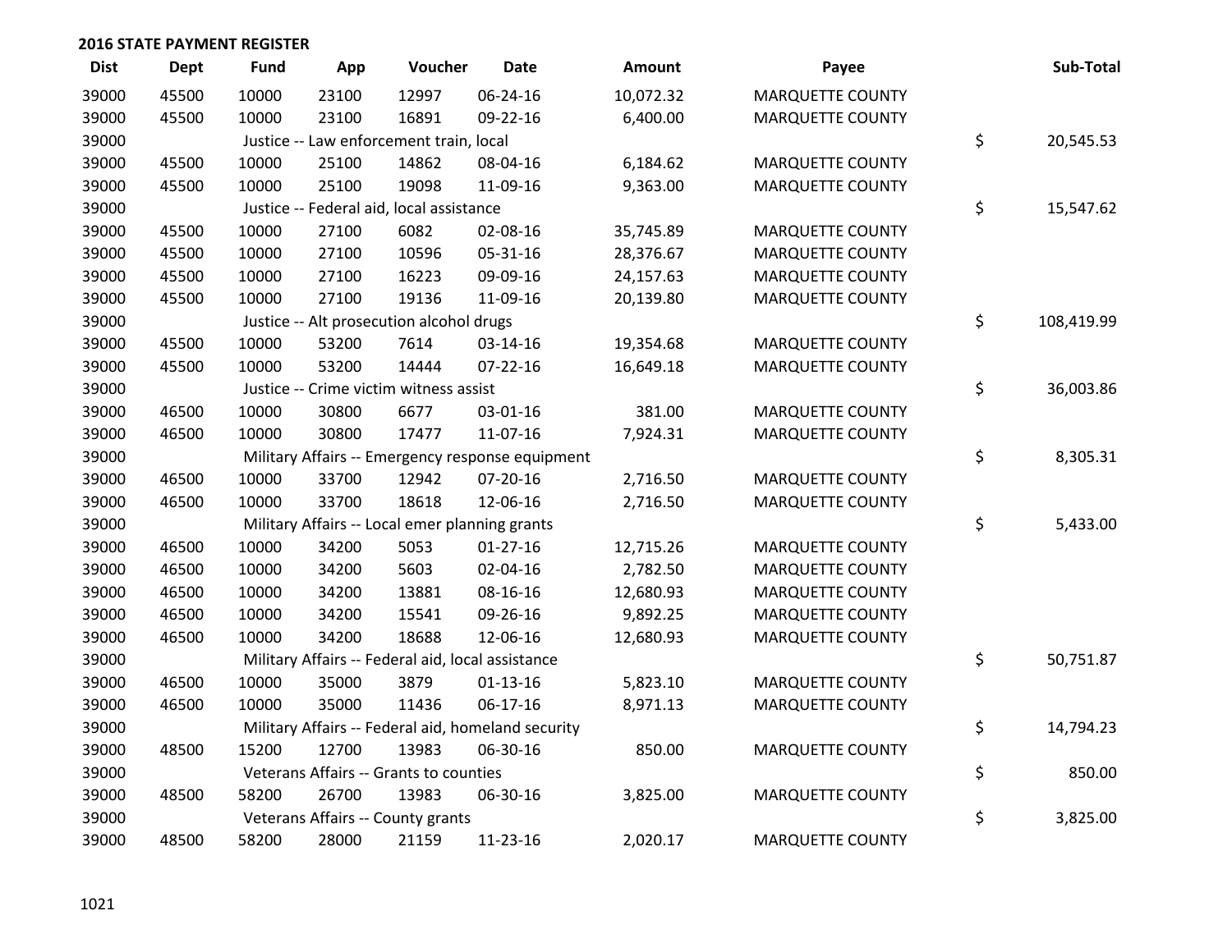## 2016 STATE PAYMENT REGISTER

| Dist | Dept | Fund | App | Voucher | Date | Amount | Payee | Sub-Total |
|---|---|---|---|---|---|---|---|---|
| 39000 | 45500 | 10000 | 23100 | 12997 | 06-24-16 | 10,072.32 | MARQUETTE COUNTY | |
| 39000 | 45500 | 10000 | 23100 | 16891 | 09-22-16 | 6,400.00 | MARQUETTE COUNTY | |
| 39000 | | Justice -- Law enforcement train, local | | | | | | $ 20,545.53 |
| 39000 | 45500 | 10000 | 25100 | 14862 | 08-04-16 | 6,184.62 | MARQUETTE COUNTY | |
| 39000 | 45500 | 10000 | 25100 | 19098 | 11-09-16 | 9,363.00 | MARQUETTE COUNTY | |
| 39000 | | Justice -- Federal aid, local assistance | | | | | | $ 15,547.62 |
| 39000 | 45500 | 10000 | 27100 | 6082 | 02-08-16 | 35,745.89 | MARQUETTE COUNTY | |
| 39000 | 45500 | 10000 | 27100 | 10596 | 05-31-16 | 28,376.67 | MARQUETTE COUNTY | |
| 39000 | 45500 | 10000 | 27100 | 16223 | 09-09-16 | 24,157.63 | MARQUETTE COUNTY | |
| 39000 | 45500 | 10000 | 27100 | 19136 | 11-09-16 | 20,139.80 | MARQUETTE COUNTY | |
| 39000 | | Justice -- Alt prosecution alcohol drugs | | | | | | $ 108,419.99 |
| 39000 | 45500 | 10000 | 53200 | 7614 | 03-14-16 | 19,354.68 | MARQUETTE COUNTY | |
| 39000 | 45500 | 10000 | 53200 | 14444 | 07-22-16 | 16,649.18 | MARQUETTE COUNTY | |
| 39000 | | Justice -- Crime victim witness assist | | | | | | $ 36,003.86 |
| 39000 | 46500 | 10000 | 30800 | 6677 | 03-01-16 | 381.00 | MARQUETTE COUNTY | |
| 39000 | 46500 | 10000 | 30800 | 17477 | 11-07-16 | 7,924.31 | MARQUETTE COUNTY | |
| 39000 | | Military Affairs -- Emergency response equipment | | | | | | $ 8,305.31 |
| 39000 | 46500 | 10000 | 33700 | 12942 | 07-20-16 | 2,716.50 | MARQUETTE COUNTY | |
| 39000 | 46500 | 10000 | 33700 | 18618 | 12-06-16 | 2,716.50 | MARQUETTE COUNTY | |
| 39000 | | Military Affairs -- Local emer planning grants | | | | | | $ 5,433.00 |
| 39000 | 46500 | 10000 | 34200 | 5053 | 01-27-16 | 12,715.26 | MARQUETTE COUNTY | |
| 39000 | 46500 | 10000 | 34200 | 5603 | 02-04-16 | 2,782.50 | MARQUETTE COUNTY | |
| 39000 | 46500 | 10000 | 34200 | 13881 | 08-16-16 | 12,680.93 | MARQUETTE COUNTY | |
| 39000 | 46500 | 10000 | 34200 | 15541 | 09-26-16 | 9,892.25 | MARQUETTE COUNTY | |
| 39000 | 46500 | 10000 | 34200 | 18688 | 12-06-16 | 12,680.93 | MARQUETTE COUNTY | |
| 39000 | | Military Affairs -- Federal aid, local assistance | | | | | | $ 50,751.87 |
| 39000 | 46500 | 10000 | 35000 | 3879 | 01-13-16 | 5,823.10 | MARQUETTE COUNTY | |
| 39000 | 46500 | 10000 | 35000 | 11436 | 06-17-16 | 8,971.13 | MARQUETTE COUNTY | |
| 39000 | | Military Affairs -- Federal aid, homeland security | | | | | | $ 14,794.23 |
| 39000 | 48500 | 15200 | 12700 | 13983 | 06-30-16 | 850.00 | MARQUETTE COUNTY | |
| 39000 | | Veterans Affairs -- Grants to counties | | | | | | $ 850.00 |
| 39000 | 48500 | 58200 | 26700 | 13983 | 06-30-16 | 3,825.00 | MARQUETTE COUNTY | |
| 39000 | | Veterans Affairs -- County grants | | | | | | $ 3,825.00 |
| 39000 | 48500 | 58200 | 28000 | 21159 | 11-23-16 | 2,020.17 | MARQUETTE COUNTY | |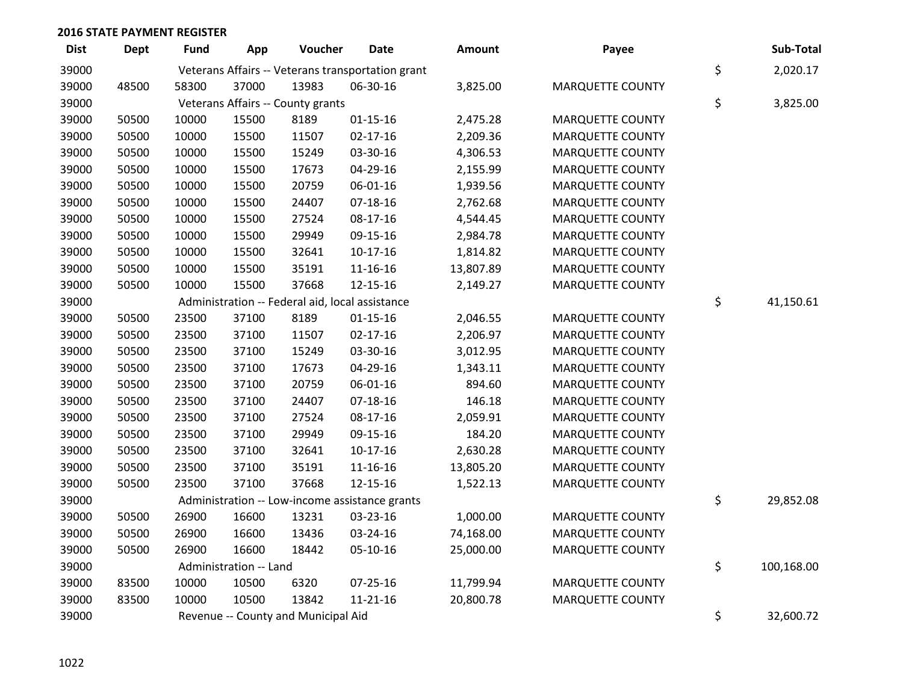## 2016 STATE PAYMENT REGISTER

| Dist | Dept | Fund | App | Voucher | Date | Amount | Payee | | Sub-Total |
|---|---|---|---|---|---|---|---|---|---|
| 39000 | | Veterans Affairs -- Veterans transportation grant | | | | | | $ | 2,020.17 |
| 39000 | 48500 | 58300 | 37000 | 13983 | 06-30-16 | 3,825.00 | MARQUETTE COUNTY | | |
| 39000 | | Veterans Affairs -- County grants | | | | | | $ | 3,825.00 |
| 39000 | 50500 | 10000 | 15500 | 8189 | 01-15-16 | 2,475.28 | MARQUETTE COUNTY | | |
| 39000 | 50500 | 10000 | 15500 | 11507 | 02-17-16 | 2,209.36 | MARQUETTE COUNTY | | |
| 39000 | 50500 | 10000 | 15500 | 15249 | 03-30-16 | 4,306.53 | MARQUETTE COUNTY | | |
| 39000 | 50500 | 10000 | 15500 | 17673 | 04-29-16 | 2,155.99 | MARQUETTE COUNTY | | |
| 39000 | 50500 | 10000 | 15500 | 20759 | 06-01-16 | 1,939.56 | MARQUETTE COUNTY | | |
| 39000 | 50500 | 10000 | 15500 | 24407 | 07-18-16 | 2,762.68 | MARQUETTE COUNTY | | |
| 39000 | 50500 | 10000 | 15500 | 27524 | 08-17-16 | 4,544.45 | MARQUETTE COUNTY | | |
| 39000 | 50500 | 10000 | 15500 | 29949 | 09-15-16 | 2,984.78 | MARQUETTE COUNTY | | |
| 39000 | 50500 | 10000 | 15500 | 32641 | 10-17-16 | 1,814.82 | MARQUETTE COUNTY | | |
| 39000 | 50500 | 10000 | 15500 | 35191 | 11-16-16 | 13,807.89 | MARQUETTE COUNTY | | |
| 39000 | 50500 | 10000 | 15500 | 37668 | 12-15-16 | 2,149.27 | MARQUETTE COUNTY | | |
| 39000 | | Administration -- Federal aid, local assistance | | | | | | $ | 41,150.61 |
| 39000 | 50500 | 23500 | 37100 | 8189 | 01-15-16 | 2,046.55 | MARQUETTE COUNTY | | |
| 39000 | 50500 | 23500 | 37100 | 11507 | 02-17-16 | 2,206.97 | MARQUETTE COUNTY | | |
| 39000 | 50500 | 23500 | 37100 | 15249 | 03-30-16 | 3,012.95 | MARQUETTE COUNTY | | |
| 39000 | 50500 | 23500 | 37100 | 17673 | 04-29-16 | 1,343.11 | MARQUETTE COUNTY | | |
| 39000 | 50500 | 23500 | 37100 | 20759 | 06-01-16 | 894.60 | MARQUETTE COUNTY | | |
| 39000 | 50500 | 23500 | 37100 | 24407 | 07-18-16 | 146.18 | MARQUETTE COUNTY | | |
| 39000 | 50500 | 23500 | 37100 | 27524 | 08-17-16 | 2,059.91 | MARQUETTE COUNTY | | |
| 39000 | 50500 | 23500 | 37100 | 29949 | 09-15-16 | 184.20 | MARQUETTE COUNTY | | |
| 39000 | 50500 | 23500 | 37100 | 32641 | 10-17-16 | 2,630.28 | MARQUETTE COUNTY | | |
| 39000 | 50500 | 23500 | 37100 | 35191 | 11-16-16 | 13,805.20 | MARQUETTE COUNTY | | |
| 39000 | 50500 | 23500 | 37100 | 37668 | 12-15-16 | 1,522.13 | MARQUETTE COUNTY | | |
| 39000 | | Administration -- Low-income assistance grants | | | | | | $ | 29,852.08 |
| 39000 | 50500 | 26900 | 16600 | 13231 | 03-23-16 | 1,000.00 | MARQUETTE COUNTY | | |
| 39000 | 50500 | 26900 | 16600 | 13436 | 03-24-16 | 74,168.00 | MARQUETTE COUNTY | | |
| 39000 | 50500 | 26900 | 16600 | 18442 | 05-10-16 | 25,000.00 | MARQUETTE COUNTY | | |
| 39000 | | Administration -- Land | | | | | | $ | 100,168.00 |
| 39000 | 83500 | 10000 | 10500 | 6320 | 07-25-16 | 11,799.94 | MARQUETTE COUNTY | | |
| 39000 | 83500 | 10000 | 10500 | 13842 | 11-21-16 | 20,800.78 | MARQUETTE COUNTY | | |
| 39000 | | Revenue -- County and Municipal Aid | | | | | | $ | 32,600.72 |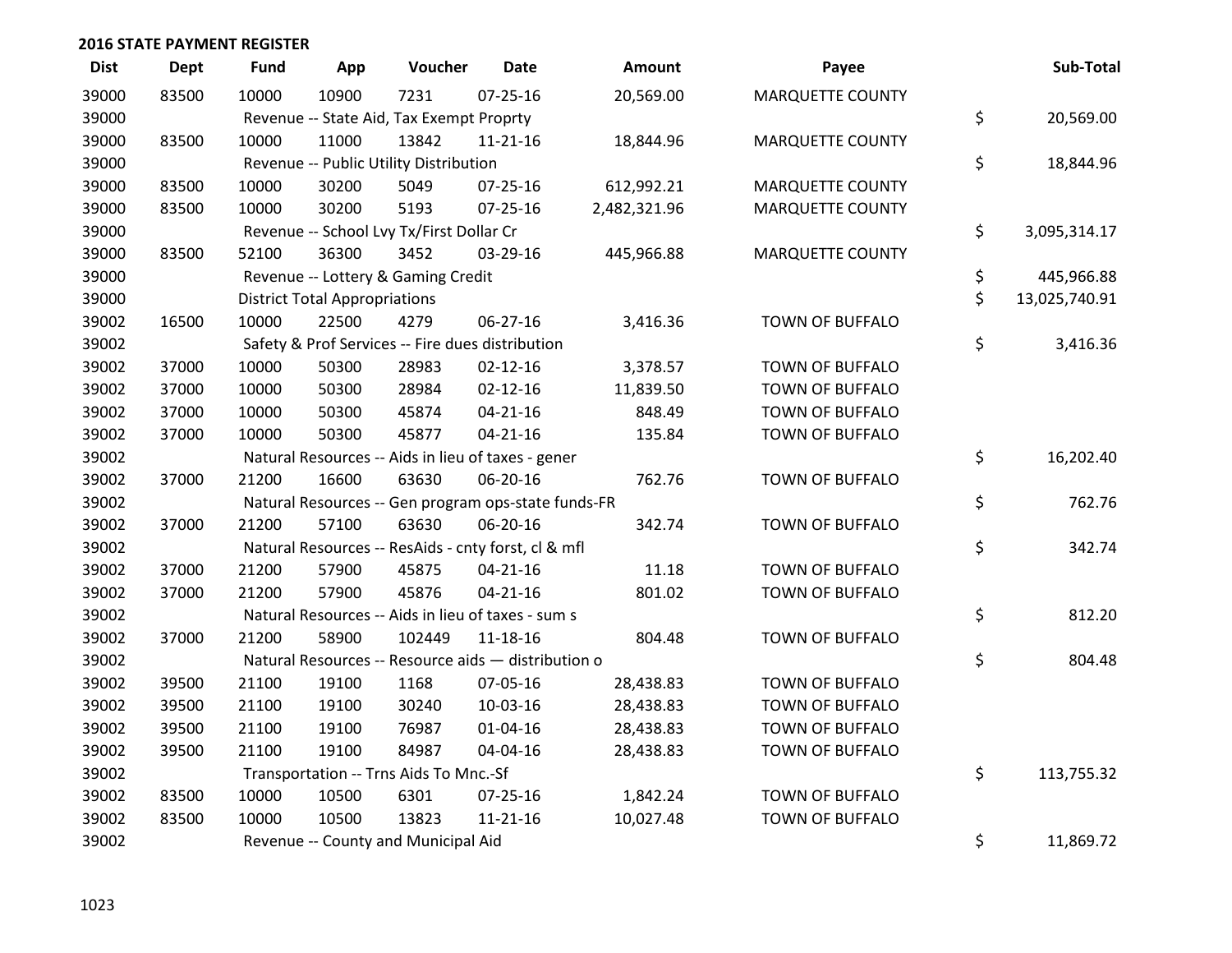## 2016 STATE PAYMENT REGISTER

| Dist | Dept | Fund | App | Voucher | Date | Amount | Payee | Sub-Total |
|---|---|---|---|---|---|---|---|---|
| 39000 | 83500 | 10000 | 10900 | 7231 | 07-25-16 | 20,569.00 | MARQUETTE COUNTY | |
| 39000 | | Revenue -- State Aid, Tax Exempt Proprty | | | | | | $ 20,569.00 |
| 39000 | 83500 | 10000 | 11000 | 13842 | 11-21-16 | 18,844.96 | MARQUETTE COUNTY | |
| 39000 | | Revenue -- Public Utility Distribution | | | | | | $ 18,844.96 |
| 39000 | 83500 | 10000 | 30200 | 5049 | 07-25-16 | 612,992.21 | MARQUETTE COUNTY | |
| 39000 | 83500 | 10000 | 30200 | 5193 | 07-25-16 | 2,482,321.96 | MARQUETTE COUNTY | |
| 39000 | | Revenue -- School Lvy Tx/First Dollar Cr | | | | | | $ 3,095,314.17 |
| 39000 | 83500 | 52100 | 36300 | 3452 | 03-29-16 | 445,966.88 | MARQUETTE COUNTY | |
| 39000 | | Revenue -- Lottery & Gaming Credit | | | | | | $ 445,966.88 |
| 39000 | | District Total Appropriations | | | | | | $ 13,025,740.91 |
| 39002 | 16500 | 10000 | 22500 | 4279 | 06-27-16 | 3,416.36 | TOWN OF BUFFALO | |
| 39002 | | Safety & Prof Services -- Fire dues distribution | | | | | | $ 3,416.36 |
| 39002 | 37000 | 10000 | 50300 | 28983 | 02-12-16 | 3,378.57 | TOWN OF BUFFALO | |
| 39002 | 37000 | 10000 | 50300 | 28984 | 02-12-16 | 11,839.50 | TOWN OF BUFFALO | |
| 39002 | 37000 | 10000 | 50300 | 45874 | 04-21-16 | 848.49 | TOWN OF BUFFALO | |
| 39002 | 37000 | 10000 | 50300 | 45877 | 04-21-16 | 135.84 | TOWN OF BUFFALO | |
| 39002 | | Natural Resources -- Aids in lieu of taxes - gener | | | | | | $ 16,202.40 |
| 39002 | 37000 | 21200 | 16600 | 63630 | 06-20-16 | 762.76 | TOWN OF BUFFALO | |
| 39002 | | Natural Resources -- Gen program ops-state funds-FR | | | | | | $ 762.76 |
| 39002 | 37000 | 21200 | 57100 | 63630 | 06-20-16 | 342.74 | TOWN OF BUFFALO | |
| 39002 | | Natural Resources -- ResAids - cnty forst, cl & mfl | | | | | | $ 342.74 |
| 39002 | 37000 | 21200 | 57900 | 45875 | 04-21-16 | 11.18 | TOWN OF BUFFALO | |
| 39002 | 37000 | 21200 | 57900 | 45876 | 04-21-16 | 801.02 | TOWN OF BUFFALO | |
| 39002 | | Natural Resources -- Aids in lieu of taxes - sum s | | | | | | $ 812.20 |
| 39002 | 37000 | 21200 | 58900 | 102449 | 11-18-16 | 804.48 | TOWN OF BUFFALO | |
| 39002 | | Natural Resources -- Resource aids — distribution o | | | | | | $ 804.48 |
| 39002 | 39500 | 21100 | 19100 | 1168 | 07-05-16 | 28,438.83 | TOWN OF BUFFALO | |
| 39002 | 39500 | 21100 | 19100 | 30240 | 10-03-16 | 28,438.83 | TOWN OF BUFFALO | |
| 39002 | 39500 | 21100 | 19100 | 76987 | 01-04-16 | 28,438.83 | TOWN OF BUFFALO | |
| 39002 | 39500 | 21100 | 19100 | 84987 | 04-04-16 | 28,438.83 | TOWN OF BUFFALO | |
| 39002 | | Transportation -- Trns Aids To Mnc.-Sf | | | | | | $ 113,755.32 |
| 39002 | 83500 | 10000 | 10500 | 6301 | 07-25-16 | 1,842.24 | TOWN OF BUFFALO | |
| 39002 | 83500 | 10000 | 10500 | 13823 | 11-21-16 | 10,027.48 | TOWN OF BUFFALO | |
| 39002 | | Revenue -- County and Municipal Aid | | | | | | $ 11,869.72 |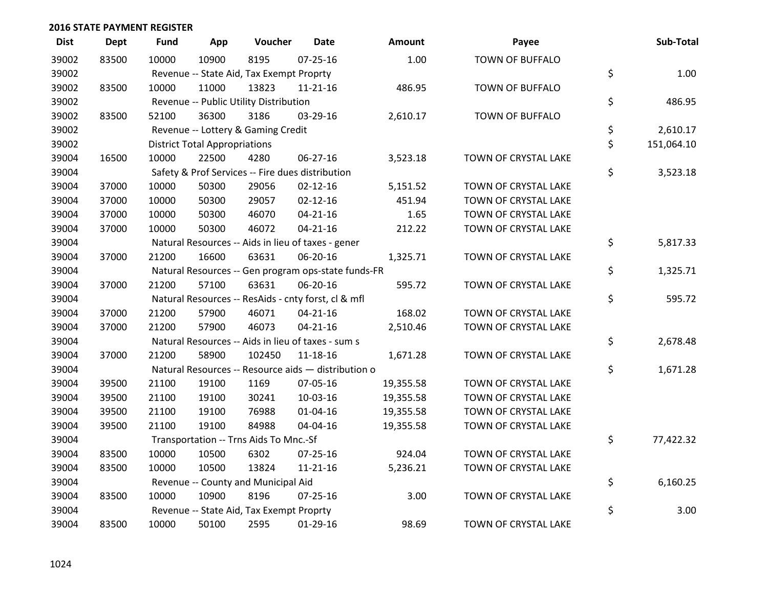## 2016 STATE PAYMENT REGISTER

| Dist | Dept | Fund | App | Voucher | Date | Amount | Payee | Sub-Total |
|---|---|---|---|---|---|---|---|---|
| 39002 | 83500 | 10000 | 10900 | 8195 | 07-25-16 | 1.00 | TOWN OF BUFFALO | |
| 39002 | | Revenue -- State Aid, Tax Exempt Proprty | | | | | | $ 1.00 |
| 39002 | 83500 | 10000 | 11000 | 13823 | 11-21-16 | 486.95 | TOWN OF BUFFALO | |
| 39002 | | Revenue -- Public Utility Distribution | | | | | | $ 486.95 |
| 39002 | 83500 | 52100 | 36300 | 3186 | 03-29-16 | 2,610.17 | TOWN OF BUFFALO | |
| 39002 | | Revenue -- Lottery & Gaming Credit | | | | | | $ 2,610.17 |
| 39002 | | District Total Appropriations | | | | | | $ 151,064.10 |
| 39004 | 16500 | 10000 | 22500 | 4280 | 06-27-16 | 3,523.18 | TOWN OF CRYSTAL LAKE | |
| 39004 | | Safety & Prof Services -- Fire dues distribution | | | | | | $ 3,523.18 |
| 39004 | 37000 | 10000 | 50300 | 29056 | 02-12-16 | 5,151.52 | TOWN OF CRYSTAL LAKE | |
| 39004 | 37000 | 10000 | 50300 | 29057 | 02-12-16 | 451.94 | TOWN OF CRYSTAL LAKE | |
| 39004 | 37000 | 10000 | 50300 | 46070 | 04-21-16 | 1.65 | TOWN OF CRYSTAL LAKE | |
| 39004 | 37000 | 10000 | 50300 | 46072 | 04-21-16 | 212.22 | TOWN OF CRYSTAL LAKE | |
| 39004 | | Natural Resources -- Aids in lieu of taxes - gener | | | | | | $ 5,817.33 |
| 39004 | 37000 | 21200 | 16600 | 63631 | 06-20-16 | 1,325.71 | TOWN OF CRYSTAL LAKE | |
| 39004 | | Natural Resources -- Gen program ops-state funds-FR | | | | | | $ 1,325.71 |
| 39004 | 37000 | 21200 | 57100 | 63631 | 06-20-16 | 595.72 | TOWN OF CRYSTAL LAKE | |
| 39004 | | Natural Resources -- ResAids - cnty forst, cl & mfl | | | | | | $ 595.72 |
| 39004 | 37000 | 21200 | 57900 | 46071 | 04-21-16 | 168.02 | TOWN OF CRYSTAL LAKE | |
| 39004 | 37000 | 21200 | 57900 | 46073 | 04-21-16 | 2,510.46 | TOWN OF CRYSTAL LAKE | |
| 39004 | | Natural Resources -- Aids in lieu of taxes - sum s | | | | | | $ 2,678.48 |
| 39004 | 37000 | 21200 | 58900 | 102450 | 11-18-16 | 1,671.28 | TOWN OF CRYSTAL LAKE | |
| 39004 | | Natural Resources -- Resource aids — distribution o | | | | | | $ 1,671.28 |
| 39004 | 39500 | 21100 | 19100 | 1169 | 07-05-16 | 19,355.58 | TOWN OF CRYSTAL LAKE | |
| 39004 | 39500 | 21100 | 19100 | 30241 | 10-03-16 | 19,355.58 | TOWN OF CRYSTAL LAKE | |
| 39004 | 39500 | 21100 | 19100 | 76988 | 01-04-16 | 19,355.58 | TOWN OF CRYSTAL LAKE | |
| 39004 | 39500 | 21100 | 19100 | 84988 | 04-04-16 | 19,355.58 | TOWN OF CRYSTAL LAKE | |
| 39004 | | Transportation -- Trns Aids To Mnc.-Sf | | | | | | $ 77,422.32 |
| 39004 | 83500 | 10000 | 10500 | 6302 | 07-25-16 | 924.04 | TOWN OF CRYSTAL LAKE | |
| 39004 | 83500 | 10000 | 10500 | 13824 | 11-21-16 | 5,236.21 | TOWN OF CRYSTAL LAKE | |
| 39004 | | Revenue -- County and Municipal Aid | | | | | | $ 6,160.25 |
| 39004 | 83500 | 10000 | 10900 | 8196 | 07-25-16 | 3.00 | TOWN OF CRYSTAL LAKE | |
| 39004 | | Revenue -- State Aid, Tax Exempt Proprty | | | | | | $ 3.00 |
| 39004 | 83500 | 10000 | 50100 | 2595 | 01-29-16 | 98.69 | TOWN OF CRYSTAL LAKE | |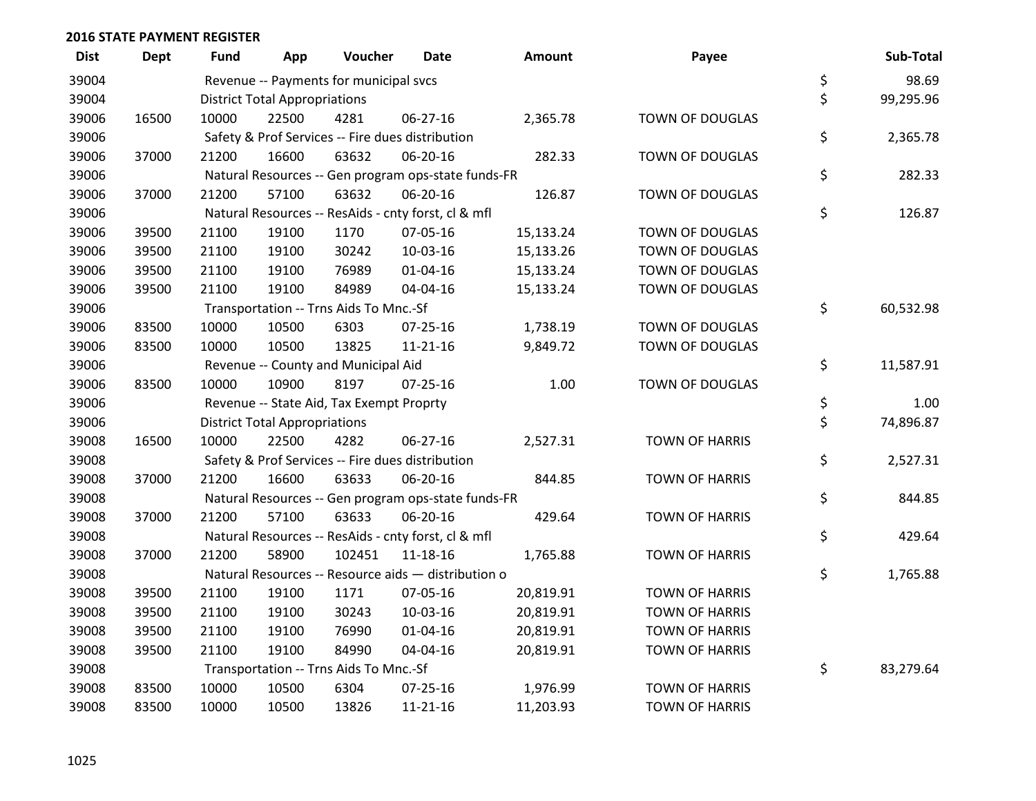## 2016 STATE PAYMENT REGISTER

| Dist | Dept | Fund | App | Voucher | Date | Amount | Payee | Sub-Total |
|---|---|---|---|---|---|---|---|---|
| 39004 | | Revenue -- Payments for municipal svcs | | | | | | $ 98.69 |
| 39004 | | District Total Appropriations | | | | | | $ 99,295.96 |
| 39006 | 16500 | 10000 | 22500 | 4281 | 06-27-16 | 2,365.78 | TOWN OF DOUGLAS | |
| 39006 | | Safety & Prof Services -- Fire dues distribution | | | | | | $ 2,365.78 |
| 39006 | 37000 | 21200 | 16600 | 63632 | 06-20-16 | 282.33 | TOWN OF DOUGLAS | |
| 39006 | | Natural Resources -- Gen program ops-state funds-FR | | | | | | $ 282.33 |
| 39006 | 37000 | 21200 | 57100 | 63632 | 06-20-16 | 126.87 | TOWN OF DOUGLAS | |
| 39006 | | Natural Resources -- ResAids - cnty forst, cl & mfl | | | | | | $ 126.87 |
| 39006 | 39500 | 21100 | 19100 | 1170 | 07-05-16 | 15,133.24 | TOWN OF DOUGLAS | |
| 39006 | 39500 | 21100 | 19100 | 30242 | 10-03-16 | 15,133.26 | TOWN OF DOUGLAS | |
| 39006 | 39500 | 21100 | 19100 | 76989 | 01-04-16 | 15,133.24 | TOWN OF DOUGLAS | |
| 39006 | 39500 | 21100 | 19100 | 84989 | 04-04-16 | 15,133.24 | TOWN OF DOUGLAS | |
| 39006 | | Transportation -- Trns Aids To Mnc.-Sf | | | | | | $ 60,532.98 |
| 39006 | 83500 | 10000 | 10500 | 6303 | 07-25-16 | 1,738.19 | TOWN OF DOUGLAS | |
| 39006 | 83500 | 10000 | 10500 | 13825 | 11-21-16 | 9,849.72 | TOWN OF DOUGLAS | |
| 39006 | | Revenue -- County and Municipal Aid | | | | | | $ 11,587.91 |
| 39006 | 83500 | 10000 | 10900 | 8197 | 07-25-16 | 1.00 | TOWN OF DOUGLAS | |
| 39006 | | Revenue -- State Aid, Tax Exempt Proprty | | | | | | $ 1.00 |
| 39006 | | District Total Appropriations | | | | | | $ 74,896.87 |
| 39008 | 16500 | 10000 | 22500 | 4282 | 06-27-16 | 2,527.31 | TOWN OF HARRIS | |
| 39008 | | Safety & Prof Services -- Fire dues distribution | | | | | | $ 2,527.31 |
| 39008 | 37000 | 21200 | 16600 | 63633 | 06-20-16 | 844.85 | TOWN OF HARRIS | |
| 39008 | | Natural Resources -- Gen program ops-state funds-FR | | | | | | $ 844.85 |
| 39008 | 37000 | 21200 | 57100 | 63633 | 06-20-16 | 429.64 | TOWN OF HARRIS | |
| 39008 | | Natural Resources -- ResAids - cnty forst, cl & mfl | | | | | | $ 429.64 |
| 39008 | 37000 | 21200 | 58900 | 102451 | 11-18-16 | 1,765.88 | TOWN OF HARRIS | |
| 39008 | | Natural Resources -- Resource aids — distribution o | | | | | | $ 1,765.88 |
| 39008 | 39500 | 21100 | 19100 | 1171 | 07-05-16 | 20,819.91 | TOWN OF HARRIS | |
| 39008 | 39500 | 21100 | 19100 | 30243 | 10-03-16 | 20,819.91 | TOWN OF HARRIS | |
| 39008 | 39500 | 21100 | 19100 | 76990 | 01-04-16 | 20,819.91 | TOWN OF HARRIS | |
| 39008 | 39500 | 21100 | 19100 | 84990 | 04-04-16 | 20,819.91 | TOWN OF HARRIS | |
| 39008 | | Transportation -- Trns Aids To Mnc.-Sf | | | | | | $ 83,279.64 |
| 39008 | 83500 | 10000 | 10500 | 6304 | 07-25-16 | 1,976.99 | TOWN OF HARRIS | |
| 39008 | 83500 | 10000 | 10500 | 13826 | 11-21-16 | 11,203.93 | TOWN OF HARRIS | |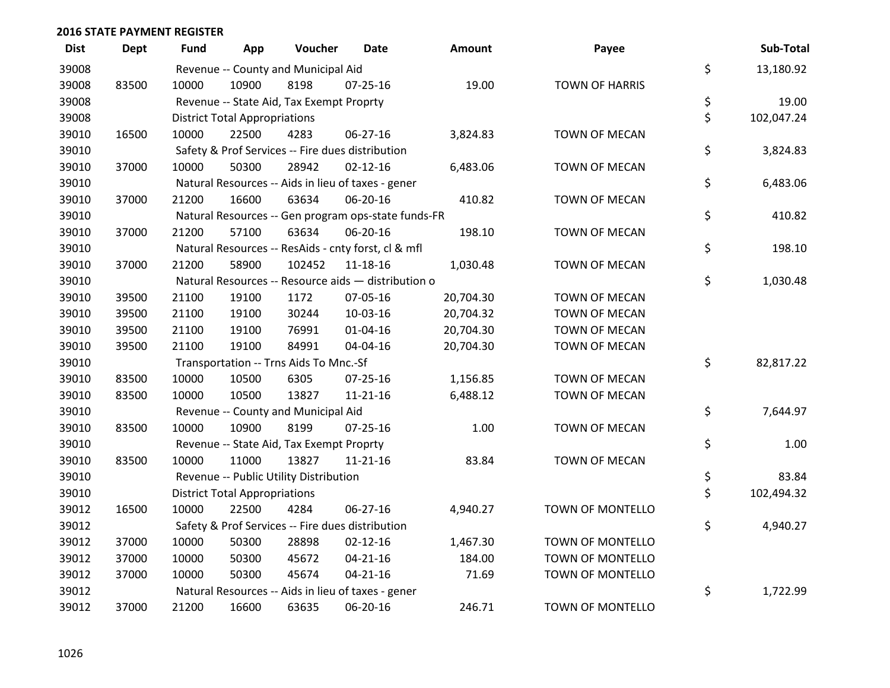## 2016 STATE PAYMENT REGISTER

| Dist | Dept | Fund | App | Voucher | Date | Amount | Payee | | Sub-Total |
|---|---|---|---|---|---|---|---|---|---|
| 39008 | | Revenue -- County and Municipal Aid | | | | | | $ | 13,180.92 |
| 39008 | 83500 | 10000 | 10900 | 8198 | 07-25-16 | 19.00 | TOWN OF HARRIS | | |
| 39008 | | Revenue -- State Aid, Tax Exempt Proprty | | | | | | $ | 19.00 |
| 39008 | | District Total Appropriations | | | | | | $ | 102,047.24 |
| 39010 | 16500 | 10000 | 22500 | 4283 | 06-27-16 | 3,824.83 | TOWN OF MECAN | | |
| 39010 | | Safety & Prof Services -- Fire dues distribution | | | | | | $ | 3,824.83 |
| 39010 | 37000 | 10000 | 50300 | 28942 | 02-12-16 | 6,483.06 | TOWN OF MECAN | | |
| 39010 | | Natural Resources -- Aids in lieu of taxes - gener | | | | | | $ | 6,483.06 |
| 39010 | 37000 | 21200 | 16600 | 63634 | 06-20-16 | 410.82 | TOWN OF MECAN | | |
| 39010 | | Natural Resources -- Gen program ops-state funds-FR | | | | | | $ | 410.82 |
| 39010 | 37000 | 21200 | 57100 | 63634 | 06-20-16 | 198.10 | TOWN OF MECAN | | |
| 39010 | | Natural Resources -- ResAids - cnty forst, cl & mfl | | | | | | $ | 198.10 |
| 39010 | 37000 | 21200 | 58900 | 102452 | 11-18-16 | 1,030.48 | TOWN OF MECAN | | |
| 39010 | | Natural Resources -- Resource aids — distribution o | | | | | | $ | 1,030.48 |
| 39010 | 39500 | 21100 | 19100 | 1172 | 07-05-16 | 20,704.30 | TOWN OF MECAN | | |
| 39010 | 39500 | 21100 | 19100 | 30244 | 10-03-16 | 20,704.32 | TOWN OF MECAN | | |
| 39010 | 39500 | 21100 | 19100 | 76991 | 01-04-16 | 20,704.30 | TOWN OF MECAN | | |
| 39010 | 39500 | 21100 | 19100 | 84991 | 04-04-16 | 20,704.30 | TOWN OF MECAN | | |
| 39010 | | Transportation -- Trns Aids To Mnc.-Sf | | | | | | $ | 82,817.22 |
| 39010 | 83500 | 10000 | 10500 | 6305 | 07-25-16 | 1,156.85 | TOWN OF MECAN | | |
| 39010 | 83500 | 10000 | 10500 | 13827 | 11-21-16 | 6,488.12 | TOWN OF MECAN | | |
| 39010 | | Revenue -- County and Municipal Aid | | | | | | $ | 7,644.97 |
| 39010 | 83500 | 10000 | 10900 | 8199 | 07-25-16 | 1.00 | TOWN OF MECAN | | |
| 39010 | | Revenue -- State Aid, Tax Exempt Proprty | | | | | | $ | 1.00 |
| 39010 | 83500 | 10000 | 11000 | 13827 | 11-21-16 | 83.84 | TOWN OF MECAN | | |
| 39010 | | Revenue -- Public Utility Distribution | | | | | | $ | 83.84 |
| 39010 | | District Total Appropriations | | | | | | $ | 102,494.32 |
| 39012 | 16500 | 10000 | 22500 | 4284 | 06-27-16 | 4,940.27 | TOWN OF MONTELLO | | |
| 39012 | | Safety & Prof Services -- Fire dues distribution | | | | | | $ | 4,940.27 |
| 39012 | 37000 | 10000 | 50300 | 28898 | 02-12-16 | 1,467.30 | TOWN OF MONTELLO | | |
| 39012 | 37000 | 10000 | 50300 | 45672 | 04-21-16 | 184.00 | TOWN OF MONTELLO | | |
| 39012 | 37000 | 10000 | 50300 | 45674 | 04-21-16 | 71.69 | TOWN OF MONTELLO | | |
| 39012 | | Natural Resources -- Aids in lieu of taxes - gener | | | | | | $ | 1,722.99 |
| 39012 | 37000 | 21200 | 16600 | 63635 | 06-20-16 | 246.71 | TOWN OF MONTELLO | | |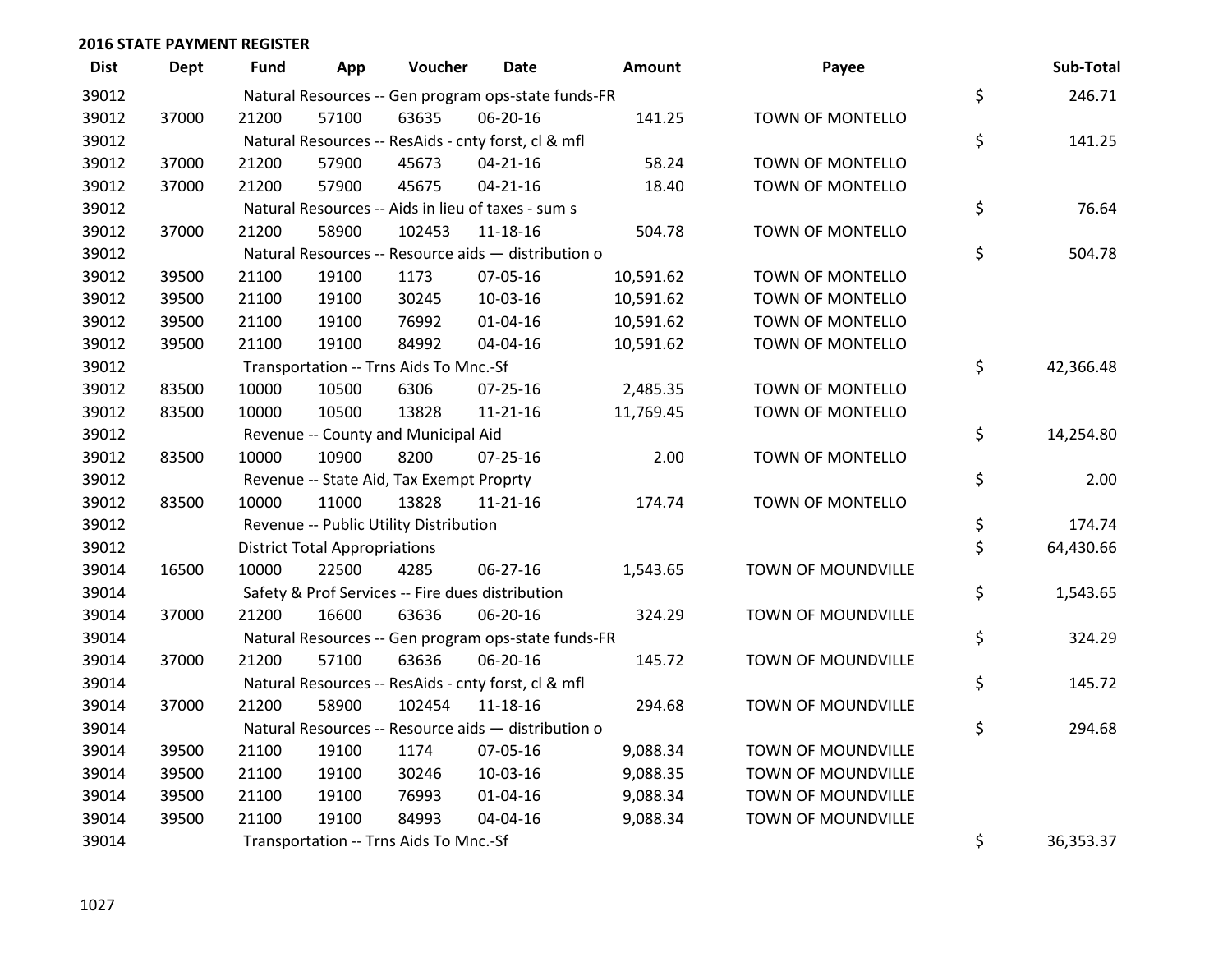## 2016 STATE PAYMENT REGISTER

| Dist | Dept | Fund | App | Voucher | Date | Amount | Payee | Sub-Total |
|---|---|---|---|---|---|---|---|---|
| 39012 | | Natural Resources -- Gen program ops-state funds-FR | | | | | | $ 246.71 |
| 39012 | 37000 | 21200 | 57100 | 63635 | 06-20-16 | 141.25 | TOWN OF MONTELLO | |
| 39012 | | Natural Resources -- ResAids - cnty forst, cl & mfl | | | | | | $ 141.25 |
| 39012 | 37000 | 21200 | 57900 | 45673 | 04-21-16 | 58.24 | TOWN OF MONTELLO | |
| 39012 | 37000 | 21200 | 57900 | 45675 | 04-21-16 | 18.40 | TOWN OF MONTELLO | |
| 39012 | | Natural Resources -- Aids in lieu of taxes - sum s | | | | | | $ 76.64 |
| 39012 | 37000 | 21200 | 58900 | 102453 | 11-18-16 | 504.78 | TOWN OF MONTELLO | |
| 39012 | | Natural Resources -- Resource aids — distribution o | | | | | | $ 504.78 |
| 39012 | 39500 | 21100 | 19100 | 1173 | 07-05-16 | 10,591.62 | TOWN OF MONTELLO | |
| 39012 | 39500 | 21100 | 19100 | 30245 | 10-03-16 | 10,591.62 | TOWN OF MONTELLO | |
| 39012 | 39500 | 21100 | 19100 | 76992 | 01-04-16 | 10,591.62 | TOWN OF MONTELLO | |
| 39012 | 39500 | 21100 | 19100 | 84992 | 04-04-16 | 10,591.62 | TOWN OF MONTELLO | |
| 39012 | | Transportation -- Trns Aids To Mnc.-Sf | | | | | | $ 42,366.48 |
| 39012 | 83500 | 10000 | 10500 | 6306 | 07-25-16 | 2,485.35 | TOWN OF MONTELLO | |
| 39012 | 83500 | 10000 | 10500 | 13828 | 11-21-16 | 11,769.45 | TOWN OF MONTELLO | |
| 39012 | | Revenue -- County and Municipal Aid | | | | | | $ 14,254.80 |
| 39012 | 83500 | 10000 | 10900 | 8200 | 07-25-16 | 2.00 | TOWN OF MONTELLO | |
| 39012 | | Revenue -- State Aid, Tax Exempt Proprty | | | | | | $ 2.00 |
| 39012 | 83500 | 10000 | 11000 | 13828 | 11-21-16 | 174.74 | TOWN OF MONTELLO | |
| 39012 | | Revenue -- Public Utility Distribution | | | | | | $ 174.74 |
| 39012 | | District Total Appropriations | | | | | | $ 64,430.66 |
| 39014 | 16500 | 10000 | 22500 | 4285 | 06-27-16 | 1,543.65 | TOWN OF MOUNDVILLE | |
| 39014 | | Safety & Prof Services -- Fire dues distribution | | | | | | $ 1,543.65 |
| 39014 | 37000 | 21200 | 16600 | 63636 | 06-20-16 | 324.29 | TOWN OF MOUNDVILLE | |
| 39014 | | Natural Resources -- Gen program ops-state funds-FR | | | | | | $ 324.29 |
| 39014 | 37000 | 21200 | 57100 | 63636 | 06-20-16 | 145.72 | TOWN OF MOUNDVILLE | |
| 39014 | | Natural Resources -- ResAids - cnty forst, cl & mfl | | | | | | $ 145.72 |
| 39014 | 37000 | 21200 | 58900 | 102454 | 11-18-16 | 294.68 | TOWN OF MOUNDVILLE | |
| 39014 | | Natural Resources -- Resource aids — distribution o | | | | | | $ 294.68 |
| 39014 | 39500 | 21100 | 19100 | 1174 | 07-05-16 | 9,088.34 | TOWN OF MOUNDVILLE | |
| 39014 | 39500 | 21100 | 19100 | 30246 | 10-03-16 | 9,088.35 | TOWN OF MOUNDVILLE | |
| 39014 | 39500 | 21100 | 19100 | 76993 | 01-04-16 | 9,088.34 | TOWN OF MOUNDVILLE | |
| 39014 | 39500 | 21100 | 19100 | 84993 | 04-04-16 | 9,088.34 | TOWN OF MOUNDVILLE | |
| 39014 | | Transportation -- Trns Aids To Mnc.-Sf | | | | | | $ 36,353.37 |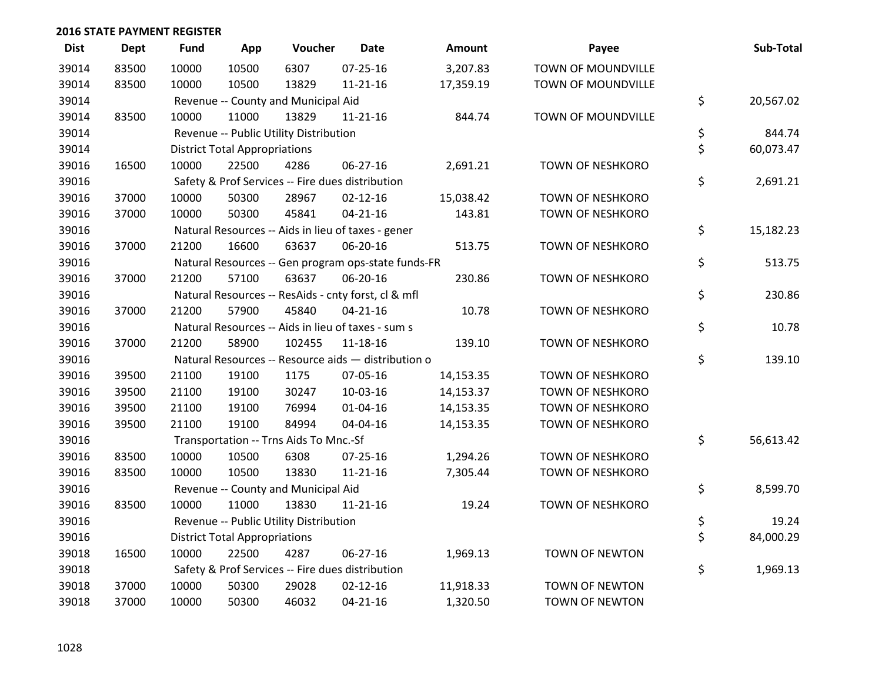## 2016 STATE PAYMENT REGISTER

| Dist | Dept | Fund | App | Voucher | Date | Amount | Payee | Sub-Total |
|---|---|---|---|---|---|---|---|---|
| 39014 | 83500 | 10000 | 10500 | 6307 | 07-25-16 | 3,207.83 | TOWN OF MOUNDVILLE | |
| 39014 | 83500 | 10000 | 10500 | 13829 | 11-21-16 | 17,359.19 | TOWN OF MOUNDVILLE | |
| 39014 | | Revenue -- County and Municipal Aid | | | | | | $ 20,567.02 |
| 39014 | 83500 | 10000 | 11000 | 13829 | 11-21-16 | 844.74 | TOWN OF MOUNDVILLE | |
| 39014 | | Revenue -- Public Utility Distribution | | | | | | $ 844.74 |
| 39014 | | District Total Appropriations | | | | | | $ 60,073.47 |
| 39016 | 16500 | 10000 | 22500 | 4286 | 06-27-16 | 2,691.21 | TOWN OF NESHKORO | |
| 39016 | | Safety & Prof Services -- Fire dues distribution | | | | | | $ 2,691.21 |
| 39016 | 37000 | 10000 | 50300 | 28967 | 02-12-16 | 15,038.42 | TOWN OF NESHKORO | |
| 39016 | 37000 | 10000 | 50300 | 45841 | 04-21-16 | 143.81 | TOWN OF NESHKORO | |
| 39016 | | Natural Resources -- Aids in lieu of taxes - gener | | | | | | $ 15,182.23 |
| 39016 | 37000 | 21200 | 16600 | 63637 | 06-20-16 | 513.75 | TOWN OF NESHKORO | |
| 39016 | | Natural Resources -- Gen program ops-state funds-FR | | | | | | $ 513.75 |
| 39016 | 37000 | 21200 | 57100 | 63637 | 06-20-16 | 230.86 | TOWN OF NESHKORO | |
| 39016 | | Natural Resources -- ResAids - cnty forst, cl & mfl | | | | | | $ 230.86 |
| 39016 | 37000 | 21200 | 57900 | 45840 | 04-21-16 | 10.78 | TOWN OF NESHKORO | |
| 39016 | | Natural Resources -- Aids in lieu of taxes - sum s | | | | | | $ 10.78 |
| 39016 | 37000 | 21200 | 58900 | 102455 | 11-18-16 | 139.10 | TOWN OF NESHKORO | |
| 39016 | | Natural Resources -- Resource aids — distribution o | | | | | | $ 139.10 |
| 39016 | 39500 | 21100 | 19100 | 1175 | 07-05-16 | 14,153.35 | TOWN OF NESHKORO | |
| 39016 | 39500 | 21100 | 19100 | 30247 | 10-03-16 | 14,153.37 | TOWN OF NESHKORO | |
| 39016 | 39500 | 21100 | 19100 | 76994 | 01-04-16 | 14,153.35 | TOWN OF NESHKORO | |
| 39016 | 39500 | 21100 | 19100 | 84994 | 04-04-16 | 14,153.35 | TOWN OF NESHKORO | |
| 39016 | | Transportation -- Trns Aids To Mnc.-Sf | | | | | | $ 56,613.42 |
| 39016 | 83500 | 10000 | 10500 | 6308 | 07-25-16 | 1,294.26 | TOWN OF NESHKORO | |
| 39016 | 83500 | 10000 | 10500 | 13830 | 11-21-16 | 7,305.44 | TOWN OF NESHKORO | |
| 39016 | | Revenue -- County and Municipal Aid | | | | | | $ 8,599.70 |
| 39016 | 83500 | 10000 | 11000 | 13830 | 11-21-16 | 19.24 | TOWN OF NESHKORO | |
| 39016 | | Revenue -- Public Utility Distribution | | | | | | $ 19.24 |
| 39016 | | District Total Appropriations | | | | | | $ 84,000.29 |
| 39018 | 16500 | 10000 | 22500 | 4287 | 06-27-16 | 1,969.13 | TOWN OF NEWTON | |
| 39018 | | Safety & Prof Services -- Fire dues distribution | | | | | | $ 1,969.13 |
| 39018 | 37000 | 10000 | 50300 | 29028 | 02-12-16 | 11,918.33 | TOWN OF NEWTON | |
| 39018 | 37000 | 10000 | 50300 | 46032 | 04-21-16 | 1,320.50 | TOWN OF NEWTON | |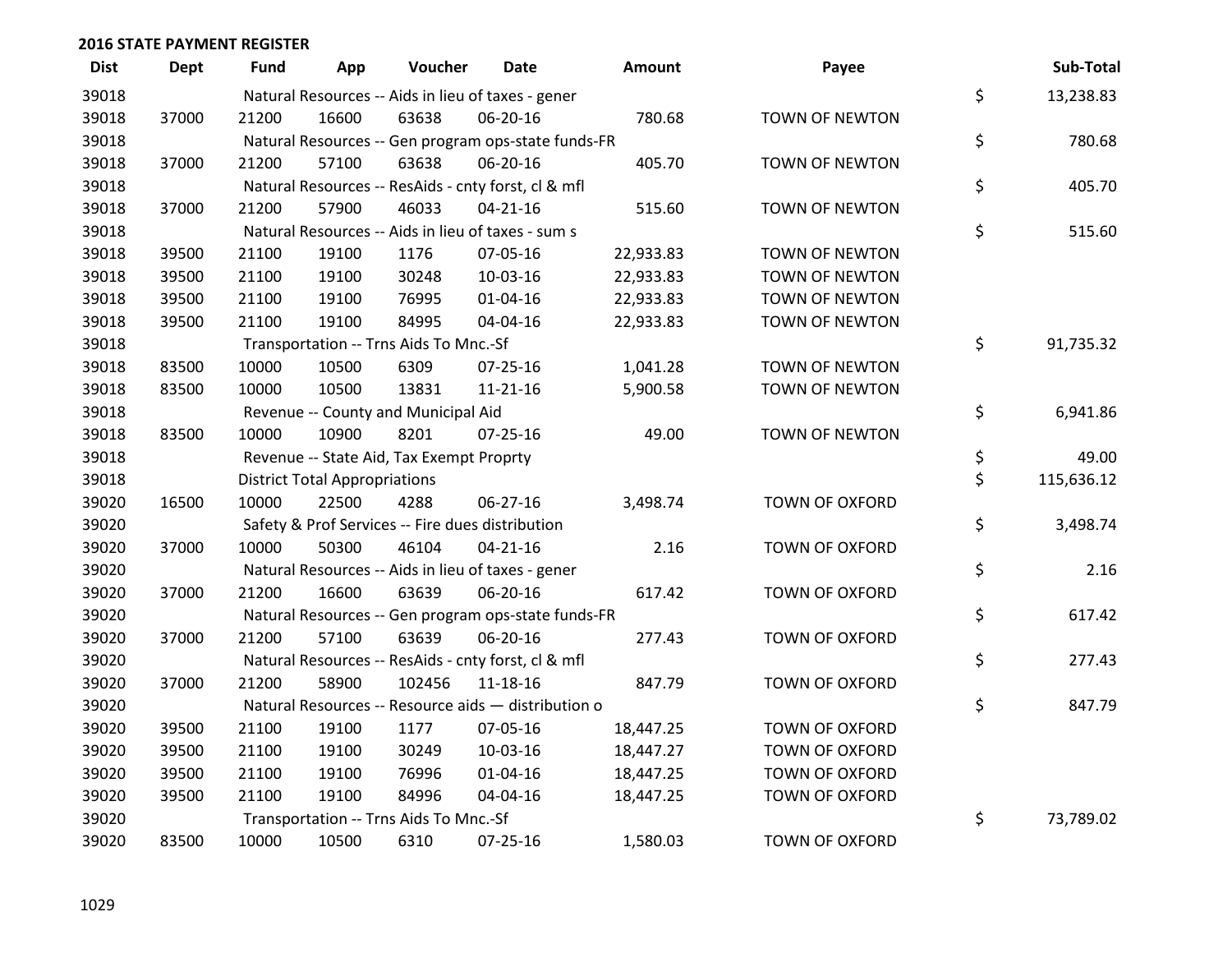## 2016 STATE PAYMENT REGISTER

| Dist | Dept | Fund | App | Voucher | Date | Amount | Payee | | Sub-Total |
|---|---|---|---|---|---|---|---|---|---|
| 39018 | | Natural Resources -- Aids in lieu of taxes - gener | | | | | | $ | 13,238.83 |
| 39018 | 37000 | 21200 | 16600 | 63638 | 06-20-16 | 780.68 | TOWN OF NEWTON | | |
| 39018 | | Natural Resources -- Gen program ops-state funds-FR | | | | | | $ | 780.68 |
| 39018 | 37000 | 21200 | 57100 | 63638 | 06-20-16 | 405.70 | TOWN OF NEWTON | | |
| 39018 | | Natural Resources -- ResAids - cnty forst, cl & mfl | | | | | | $ | 405.70 |
| 39018 | 37000 | 21200 | 57900 | 46033 | 04-21-16 | 515.60 | TOWN OF NEWTON | | |
| 39018 | | Natural Resources -- Aids in lieu of taxes - sum s | | | | | | $ | 515.60 |
| 39018 | 39500 | 21100 | 19100 | 1176 | 07-05-16 | 22,933.83 | TOWN OF NEWTON | | |
| 39018 | 39500 | 21100 | 19100 | 30248 | 10-03-16 | 22,933.83 | TOWN OF NEWTON | | |
| 39018 | 39500 | 21100 | 19100 | 76995 | 01-04-16 | 22,933.83 | TOWN OF NEWTON | | |
| 39018 | 39500 | 21100 | 19100 | 84995 | 04-04-16 | 22,933.83 | TOWN OF NEWTON | | |
| 39018 | | Transportation -- Trns Aids To Mnc.-Sf | | | | | | $ | 91,735.32 |
| 39018 | 83500 | 10000 | 10500 | 6309 | 07-25-16 | 1,041.28 | TOWN OF NEWTON | | |
| 39018 | 83500 | 10000 | 10500 | 13831 | 11-21-16 | 5,900.58 | TOWN OF NEWTON | | |
| 39018 | | Revenue -- County and Municipal Aid | | | | | | $ | 6,941.86 |
| 39018 | 83500 | 10000 | 10900 | 8201 | 07-25-16 | 49.00 | TOWN OF NEWTON | | |
| 39018 | | Revenue -- State Aid, Tax Exempt Proprty | | | | | | $ | 49.00 |
| 39018 | | District Total Appropriations | | | | | | $ | 115,636.12 |
| 39020 | 16500 | 10000 | 22500 | 4288 | 06-27-16 | 3,498.74 | TOWN OF OXFORD | | |
| 39020 | | Safety & Prof Services -- Fire dues distribution | | | | | | $ | 3,498.74 |
| 39020 | 37000 | 10000 | 50300 | 46104 | 04-21-16 | 2.16 | TOWN OF OXFORD | | |
| 39020 | | Natural Resources -- Aids in lieu of taxes - gener | | | | | | $ | 2.16 |
| 39020 | 37000 | 21200 | 16600 | 63639 | 06-20-16 | 617.42 | TOWN OF OXFORD | | |
| 39020 | | Natural Resources -- Gen program ops-state funds-FR | | | | | | $ | 617.42 |
| 39020 | 37000 | 21200 | 57100 | 63639 | 06-20-16 | 277.43 | TOWN OF OXFORD | | |
| 39020 | | Natural Resources -- ResAids - cnty forst, cl & mfl | | | | | | $ | 277.43 |
| 39020 | 37000 | 21200 | 58900 | 102456 | 11-18-16 | 847.79 | TOWN OF OXFORD | | |
| 39020 | | Natural Resources -- Resource aids — distribution o | | | | | | $ | 847.79 |
| 39020 | 39500 | 21100 | 19100 | 1177 | 07-05-16 | 18,447.25 | TOWN OF OXFORD | | |
| 39020 | 39500 | 21100 | 19100 | 30249 | 10-03-16 | 18,447.27 | TOWN OF OXFORD | | |
| 39020 | 39500 | 21100 | 19100 | 76996 | 01-04-16 | 18,447.25 | TOWN OF OXFORD | | |
| 39020 | 39500 | 21100 | 19100 | 84996 | 04-04-16 | 18,447.25 | TOWN OF OXFORD | | |
| 39020 | | Transportation -- Trns Aids To Mnc.-Sf | | | | | | $ | 73,789.02 |
| 39020 | 83500 | 10000 | 10500 | 6310 | 07-25-16 | 1,580.03 | TOWN OF OXFORD | | |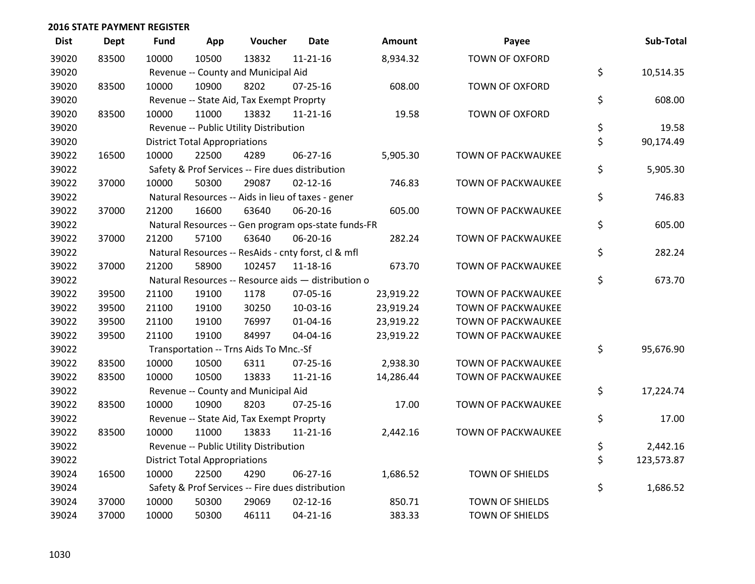## 2016 STATE PAYMENT REGISTER

| Dist | Dept | Fund | App | Voucher | Date | Amount | Payee | Sub-Total |
|---|---|---|---|---|---|---|---|---|
| 39020 | 83500 | 10000 | 10500 | 13832 | 11-21-16 | 8,934.32 | TOWN OF OXFORD | |
| 39020 | | Revenue -- County and Municipal Aid | | | | | | $ 10,514.35 |
| 39020 | 83500 | 10000 | 10900 | 8202 | 07-25-16 | 608.00 | TOWN OF OXFORD | |
| 39020 | | Revenue -- State Aid, Tax Exempt Proprty | | | | | | $ 608.00 |
| 39020 | 83500 | 10000 | 11000 | 13832 | 11-21-16 | 19.58 | TOWN OF OXFORD | |
| 39020 | | Revenue -- Public Utility Distribution | | | | | | $ 19.58 |
| 39020 | | District Total Appropriations | | | | | | $ 90,174.49 |
| 39022 | 16500 | 10000 | 22500 | 4289 | 06-27-16 | 5,905.30 | TOWN OF PACKWAUKEE | |
| 39022 | | Safety & Prof Services -- Fire dues distribution | | | | | | $ 5,905.30 |
| 39022 | 37000 | 10000 | 50300 | 29087 | 02-12-16 | 746.83 | TOWN OF PACKWAUKEE | |
| 39022 | | Natural Resources -- Aids in lieu of taxes - gener | | | | | | $ 746.83 |
| 39022 | 37000 | 21200 | 16600 | 63640 | 06-20-16 | 605.00 | TOWN OF PACKWAUKEE | |
| 39022 | | Natural Resources -- Gen program ops-state funds-FR | | | | | | $ 605.00 |
| 39022 | 37000 | 21200 | 57100 | 63640 | 06-20-16 | 282.24 | TOWN OF PACKWAUKEE | |
| 39022 | | Natural Resources -- ResAids - cnty forst, cl & mfl | | | | | | $ 282.24 |
| 39022 | 37000 | 21200 | 58900 | 102457 | 11-18-16 | 673.70 | TOWN OF PACKWAUKEE | |
| 39022 | | Natural Resources -- Resource aids — distribution o | | | | | | $ 673.70 |
| 39022 | 39500 | 21100 | 19100 | 1178 | 07-05-16 | 23,919.22 | TOWN OF PACKWAUKEE | |
| 39022 | 39500 | 21100 | 19100 | 30250 | 10-03-16 | 23,919.24 | TOWN OF PACKWAUKEE | |
| 39022 | 39500 | 21100 | 19100 | 76997 | 01-04-16 | 23,919.22 | TOWN OF PACKWAUKEE | |
| 39022 | 39500 | 21100 | 19100 | 84997 | 04-04-16 | 23,919.22 | TOWN OF PACKWAUKEE | |
| 39022 | | Transportation -- Trns Aids To Mnc.-Sf | | | | | | $ 95,676.90 |
| 39022 | 83500 | 10000 | 10500 | 6311 | 07-25-16 | 2,938.30 | TOWN OF PACKWAUKEE | |
| 39022 | 83500 | 10000 | 10500 | 13833 | 11-21-16 | 14,286.44 | TOWN OF PACKWAUKEE | |
| 39022 | | Revenue -- County and Municipal Aid | | | | | | $ 17,224.74 |
| 39022 | 83500 | 10000 | 10900 | 8203 | 07-25-16 | 17.00 | TOWN OF PACKWAUKEE | |
| 39022 | | Revenue -- State Aid, Tax Exempt Proprty | | | | | | $ 17.00 |
| 39022 | 83500 | 10000 | 11000 | 13833 | 11-21-16 | 2,442.16 | TOWN OF PACKWAUKEE | |
| 39022 | | Revenue -- Public Utility Distribution | | | | | | $ 2,442.16 |
| 39022 | | District Total Appropriations | | | | | | $ 123,573.87 |
| 39024 | 16500 | 10000 | 22500 | 4290 | 06-27-16 | 1,686.52 | TOWN OF SHIELDS | |
| 39024 | | Safety & Prof Services -- Fire dues distribution | | | | | | $ 1,686.52 |
| 39024 | 37000 | 10000 | 50300 | 29069 | 02-12-16 | 850.71 | TOWN OF SHIELDS | |
| 39024 | 37000 | 10000 | 50300 | 46111 | 04-21-16 | 383.33 | TOWN OF SHIELDS | |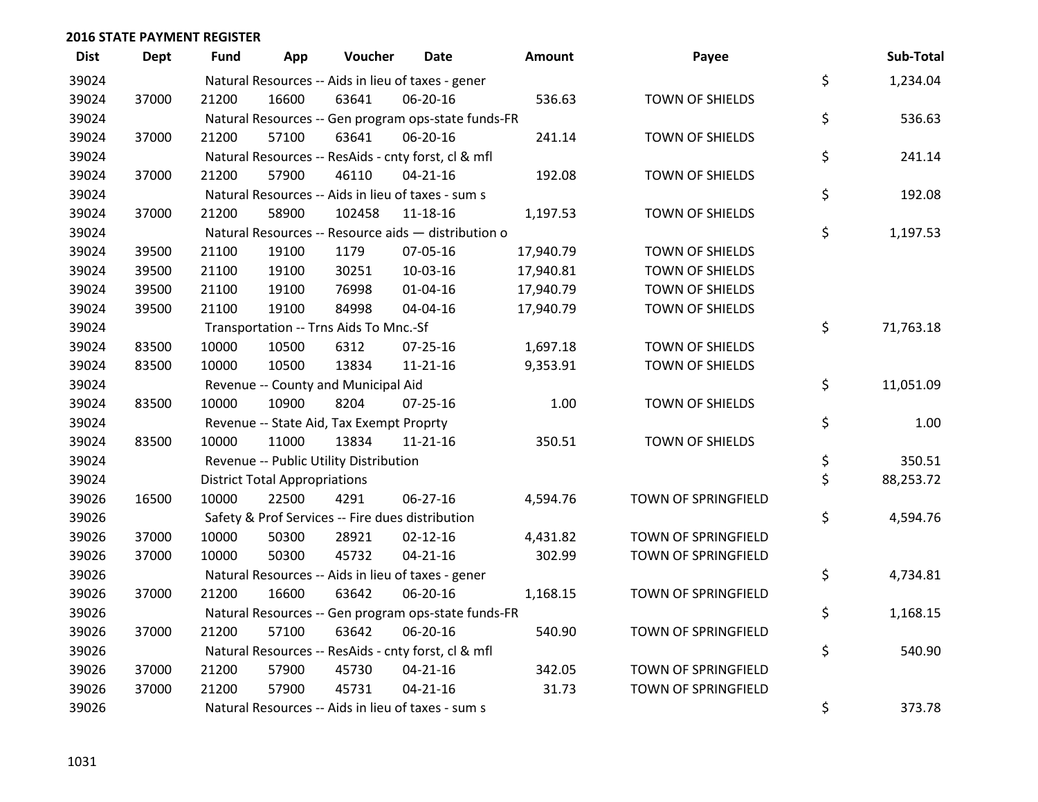**2016 STATE PAYMENT REGISTER**

| Dist | Dept | Fund | App | Voucher | Date | Amount | Payee | Sub-Total |
|---|---|---|---|---|---|---|---|---|
| 39024 | | Natural Resources -- Aids in lieu of taxes - gener | | | | | | $ 1,234.04 |
| 39024 | 37000 | 21200 | 16600 | 63641 | 06-20-16 | 536.63 | TOWN OF SHIELDS | |
| 39024 | | Natural Resources -- Gen program ops-state funds-FR | | | | | | $ 536.63 |
| 39024 | 37000 | 21200 | 57100 | 63641 | 06-20-16 | 241.14 | TOWN OF SHIELDS | |
| 39024 | | Natural Resources -- ResAids - cnty forst, cl & mfl | | | | | | $ 241.14 |
| 39024 | 37000 | 21200 | 57900 | 46110 | 04-21-16 | 192.08 | TOWN OF SHIELDS | |
| 39024 | | Natural Resources -- Aids in lieu of taxes - sum s | | | | | | $ 192.08 |
| 39024 | 37000 | 21200 | 58900 | 102458 | 11-18-16 | 1,197.53 | TOWN OF SHIELDS | |
| 39024 | | Natural Resources -- Resource aids — distribution o | | | | | | $ 1,197.53 |
| 39024 | 39500 | 21100 | 19100 | 1179 | 07-05-16 | 17,940.79 | TOWN OF SHIELDS | |
| 39024 | 39500 | 21100 | 19100 | 30251 | 10-03-16 | 17,940.81 | TOWN OF SHIELDS | |
| 39024 | 39500 | 21100 | 19100 | 76998 | 01-04-16 | 17,940.79 | TOWN OF SHIELDS | |
| 39024 | 39500 | 21100 | 19100 | 84998 | 04-04-16 | 17,940.79 | TOWN OF SHIELDS | |
| 39024 | | Transportation -- Trns Aids To Mnc.-Sf | | | | | | $ 71,763.18 |
| 39024 | 83500 | 10000 | 10500 | 6312 | 07-25-16 | 1,697.18 | TOWN OF SHIELDS | |
| 39024 | 83500 | 10000 | 10500 | 13834 | 11-21-16 | 9,353.91 | TOWN OF SHIELDS | |
| 39024 | | Revenue -- County and Municipal Aid | | | | | | $ 11,051.09 |
| 39024 | 83500 | 10000 | 10900 | 8204 | 07-25-16 | 1.00 | TOWN OF SHIELDS | |
| 39024 | | Revenue -- State Aid, Tax Exempt Proprty | | | | | | $ 1.00 |
| 39024 | 83500 | 10000 | 11000 | 13834 | 11-21-16 | 350.51 | TOWN OF SHIELDS | |
| 39024 | | Revenue -- Public Utility Distribution | | | | | | $ 350.51 |
| 39024 | | District Total Appropriations | | | | | | $ 88,253.72 |
| 39026 | 16500 | 10000 | 22500 | 4291 | 06-27-16 | 4,594.76 | TOWN OF SPRINGFIELD | |
| 39026 | | Safety & Prof Services -- Fire dues distribution | | | | | | $ 4,594.76 |
| 39026 | 37000 | 10000 | 50300 | 28921 | 02-12-16 | 4,431.82 | TOWN OF SPRINGFIELD | |
| 39026 | 37000 | 10000 | 50300 | 45732 | 04-21-16 | 302.99 | TOWN OF SPRINGFIELD | |
| 39026 | | Natural Resources -- Aids in lieu of taxes - gener | | | | | | $ 4,734.81 |
| 39026 | 37000 | 21200 | 16600 | 63642 | 06-20-16 | 1,168.15 | TOWN OF SPRINGFIELD | |
| 39026 | | Natural Resources -- Gen program ops-state funds-FR | | | | | | $ 1,168.15 |
| 39026 | 37000 | 21200 | 57100 | 63642 | 06-20-16 | 540.90 | TOWN OF SPRINGFIELD | |
| 39026 | | Natural Resources -- ResAids - cnty forst, cl & mfl | | | | | | $ 540.90 |
| 39026 | 37000 | 21200 | 57900 | 45730 | 04-21-16 | 342.05 | TOWN OF SPRINGFIELD | |
| 39026 | 37000 | 21200 | 57900 | 45731 | 04-21-16 | 31.73 | TOWN OF SPRINGFIELD | |
| 39026 | | Natural Resources -- Aids in lieu of taxes - sum s | | | | | | $ 373.78 |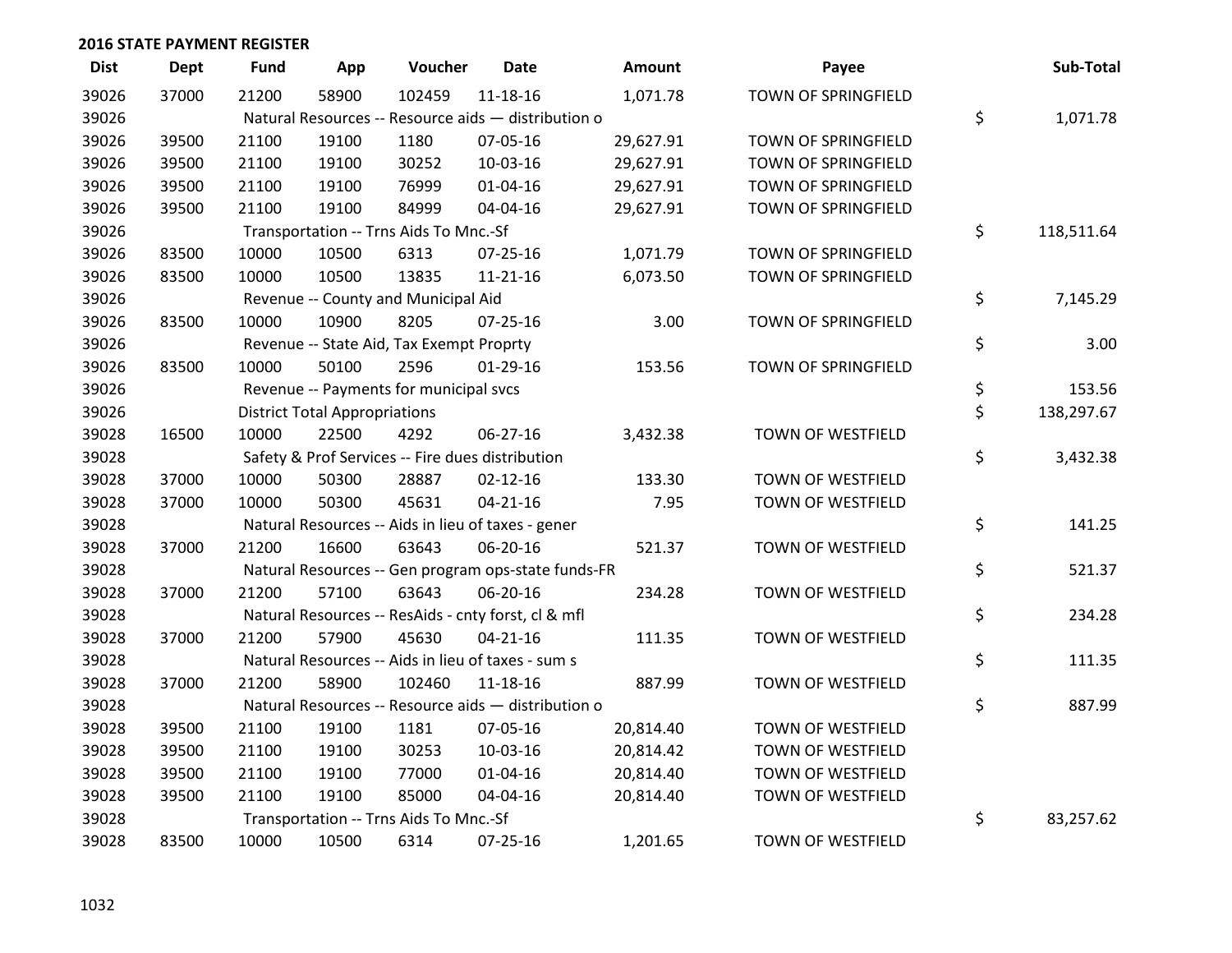## 2016 STATE PAYMENT REGISTER

| Dist | Dept | Fund | App | Voucher | Date | Amount | Payee | Sub-Total |
|---|---|---|---|---|---|---|---|---|
| 39026 | 37000 | 21200 | 58900 | 102459 | 11-18-16 | 1,071.78 | TOWN OF SPRINGFIELD | |
| 39026 | | Natural Resources -- Resource aids — distribution o | | | | | | $ 1,071.78 |
| 39026 | 39500 | 21100 | 19100 | 1180 | 07-05-16 | 29,627.91 | TOWN OF SPRINGFIELD | |
| 39026 | 39500 | 21100 | 19100 | 30252 | 10-03-16 | 29,627.91 | TOWN OF SPRINGFIELD | |
| 39026 | 39500 | 21100 | 19100 | 76999 | 01-04-16 | 29,627.91 | TOWN OF SPRINGFIELD | |
| 39026 | 39500 | 21100 | 19100 | 84999 | 04-04-16 | 29,627.91 | TOWN OF SPRINGFIELD | |
| 39026 | | Transportation -- Trns Aids To Mnc.-Sf | | | | | | $ 118,511.64 |
| 39026 | 83500 | 10000 | 10500 | 6313 | 07-25-16 | 1,071.79 | TOWN OF SPRINGFIELD | |
| 39026 | 83500 | 10000 | 10500 | 13835 | 11-21-16 | 6,073.50 | TOWN OF SPRINGFIELD | |
| 39026 | | Revenue -- County and Municipal Aid | | | | | | $ 7,145.29 |
| 39026 | 83500 | 10000 | 10900 | 8205 | 07-25-16 | 3.00 | TOWN OF SPRINGFIELD | |
| 39026 | | Revenue -- State Aid, Tax Exempt Proprty | | | | | | $ 3.00 |
| 39026 | 83500 | 10000 | 50100 | 2596 | 01-29-16 | 153.56 | TOWN OF SPRINGFIELD | |
| 39026 | | Revenue -- Payments for municipal svcs | | | | | | $ 153.56 |
| 39026 | | District Total Appropriations | | | | | | $ 138,297.67 |
| 39028 | 16500 | 10000 | 22500 | 4292 | 06-27-16 | 3,432.38 | TOWN OF WESTFIELD | |
| 39028 | | Safety & Prof Services -- Fire dues distribution | | | | | | $ 3,432.38 |
| 39028 | 37000 | 10000 | 50300 | 28887 | 02-12-16 | 133.30 | TOWN OF WESTFIELD | |
| 39028 | 37000 | 10000 | 50300 | 45631 | 04-21-16 | 7.95 | TOWN OF WESTFIELD | |
| 39028 | | Natural Resources -- Aids in lieu of taxes - gener | | | | | | $ 141.25 |
| 39028 | 37000 | 21200 | 16600 | 63643 | 06-20-16 | 521.37 | TOWN OF WESTFIELD | |
| 39028 | | Natural Resources -- Gen program ops-state funds-FR | | | | | | $ 521.37 |
| 39028 | 37000 | 21200 | 57100 | 63643 | 06-20-16 | 234.28 | TOWN OF WESTFIELD | |
| 39028 | | Natural Resources -- ResAids - cnty forst, cl & mfl | | | | | | $ 234.28 |
| 39028 | 37000 | 21200 | 57900 | 45630 | 04-21-16 | 111.35 | TOWN OF WESTFIELD | |
| 39028 | | Natural Resources -- Aids in lieu of taxes - sum s | | | | | | $ 111.35 |
| 39028 | 37000 | 21200 | 58900 | 102460 | 11-18-16 | 887.99 | TOWN OF WESTFIELD | |
| 39028 | | Natural Resources -- Resource aids — distribution o | | | | | | $ 887.99 |
| 39028 | 39500 | 21100 | 19100 | 1181 | 07-05-16 | 20,814.40 | TOWN OF WESTFIELD | |
| 39028 | 39500 | 21100 | 19100 | 30253 | 10-03-16 | 20,814.42 | TOWN OF WESTFIELD | |
| 39028 | 39500 | 21100 | 19100 | 77000 | 01-04-16 | 20,814.40 | TOWN OF WESTFIELD | |
| 39028 | 39500 | 21100 | 19100 | 85000 | 04-04-16 | 20,814.40 | TOWN OF WESTFIELD | |
| 39028 | | Transportation -- Trns Aids To Mnc.-Sf | | | | | | $ 83,257.62 |
| 39028 | 83500 | 10000 | 10500 | 6314 | 07-25-16 | 1,201.65 | TOWN OF WESTFIELD | |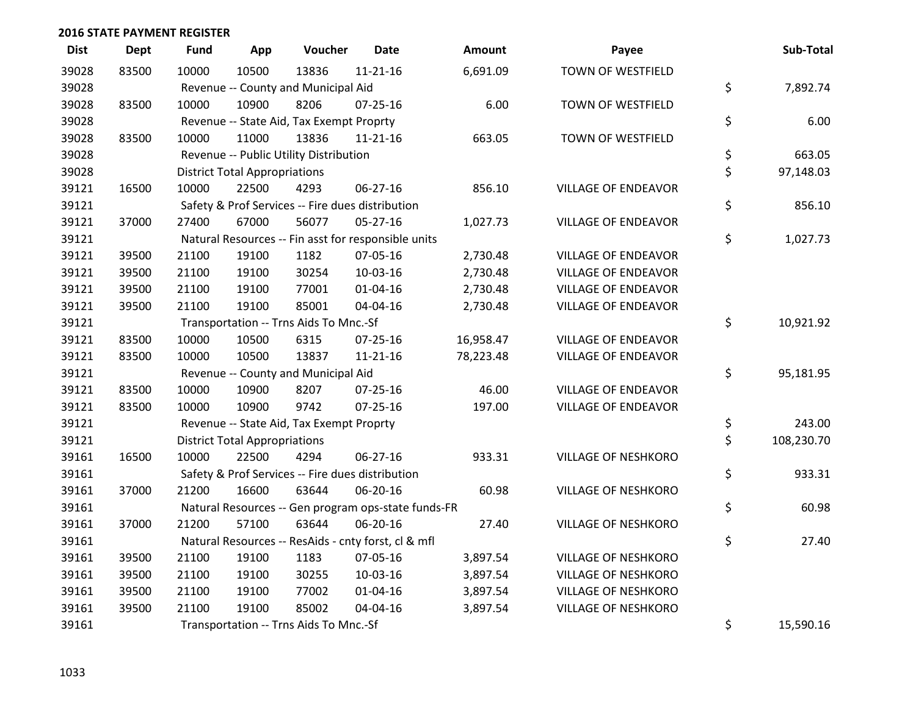## 2016 STATE PAYMENT REGISTER

| Dist | Dept | Fund | App | Voucher | Date | Amount | Payee | Sub-Total |
|---|---|---|---|---|---|---|---|---|
| 39028 | 83500 | 10000 | 10500 | 13836 | 11-21-16 | 6,691.09 | TOWN OF WESTFIELD | |
| 39028 | | Revenue -- County and Municipal Aid | | | | | | $ 7,892.74 |
| 39028 | 83500 | 10000 | 10900 | 8206 | 07-25-16 | 6.00 | TOWN OF WESTFIELD | |
| 39028 | | Revenue -- State Aid, Tax Exempt Proprty | | | | | | $ 6.00 |
| 39028 | 83500 | 10000 | 11000 | 13836 | 11-21-16 | 663.05 | TOWN OF WESTFIELD | |
| 39028 | | Revenue -- Public Utility Distribution | | | | | | $ 663.05 |
| 39028 | | District Total Appropriations | | | | | | $ 97,148.03 |
| 39121 | 16500 | 10000 | 22500 | 4293 | 06-27-16 | 856.10 | VILLAGE OF ENDEAVOR | |
| 39121 | | Safety & Prof Services -- Fire dues distribution | | | | | | $ 856.10 |
| 39121 | 37000 | 27400 | 67000 | 56077 | 05-27-16 | 1,027.73 | VILLAGE OF ENDEAVOR | |
| 39121 | | Natural Resources -- Fin asst for responsible units | | | | | | $ 1,027.73 |
| 39121 | 39500 | 21100 | 19100 | 1182 | 07-05-16 | 2,730.48 | VILLAGE OF ENDEAVOR | |
| 39121 | 39500 | 21100 | 19100 | 30254 | 10-03-16 | 2,730.48 | VILLAGE OF ENDEAVOR | |
| 39121 | 39500 | 21100 | 19100 | 77001 | 01-04-16 | 2,730.48 | VILLAGE OF ENDEAVOR | |
| 39121 | 39500 | 21100 | 19100 | 85001 | 04-04-16 | 2,730.48 | VILLAGE OF ENDEAVOR | |
| 39121 | | Transportation -- Trns Aids To Mnc.-Sf | | | | | | $ 10,921.92 |
| 39121 | 83500 | 10000 | 10500 | 6315 | 07-25-16 | 16,958.47 | VILLAGE OF ENDEAVOR | |
| 39121 | 83500 | 10000 | 10500 | 13837 | 11-21-16 | 78,223.48 | VILLAGE OF ENDEAVOR | |
| 39121 | | Revenue -- County and Municipal Aid | | | | | | $ 95,181.95 |
| 39121 | 83500 | 10000 | 10900 | 8207 | 07-25-16 | 46.00 | VILLAGE OF ENDEAVOR | |
| 39121 | 83500 | 10000 | 10900 | 9742 | 07-25-16 | 197.00 | VILLAGE OF ENDEAVOR | |
| 39121 | | Revenue -- State Aid, Tax Exempt Proprty | | | | | | $ 243.00 |
| 39121 | | District Total Appropriations | | | | | | $ 108,230.70 |
| 39161 | 16500 | 10000 | 22500 | 4294 | 06-27-16 | 933.31 | VILLAGE OF NESHKORO | |
| 39161 | | Safety & Prof Services -- Fire dues distribution | | | | | | $ 933.31 |
| 39161 | 37000 | 21200 | 16600 | 63644 | 06-20-16 | 60.98 | VILLAGE OF NESHKORO | |
| 39161 | | Natural Resources -- Gen program ops-state funds-FR | | | | | | $ 60.98 |
| 39161 | 37000 | 21200 | 57100 | 63644 | 06-20-16 | 27.40 | VILLAGE OF NESHKORO | |
| 39161 | | Natural Resources -- ResAids - cnty forst, cl & mfl | | | | | | $ 27.40 |
| 39161 | 39500 | 21100 | 19100 | 1183 | 07-05-16 | 3,897.54 | VILLAGE OF NESHKORO | |
| 39161 | 39500 | 21100 | 19100 | 30255 | 10-03-16 | 3,897.54 | VILLAGE OF NESHKORO | |
| 39161 | 39500 | 21100 | 19100 | 77002 | 01-04-16 | 3,897.54 | VILLAGE OF NESHKORO | |
| 39161 | 39500 | 21100 | 19100 | 85002 | 04-04-16 | 3,897.54 | VILLAGE OF NESHKORO | |
| 39161 | | Transportation -- Trns Aids To Mnc.-Sf | | | | | | $ 15,590.16 |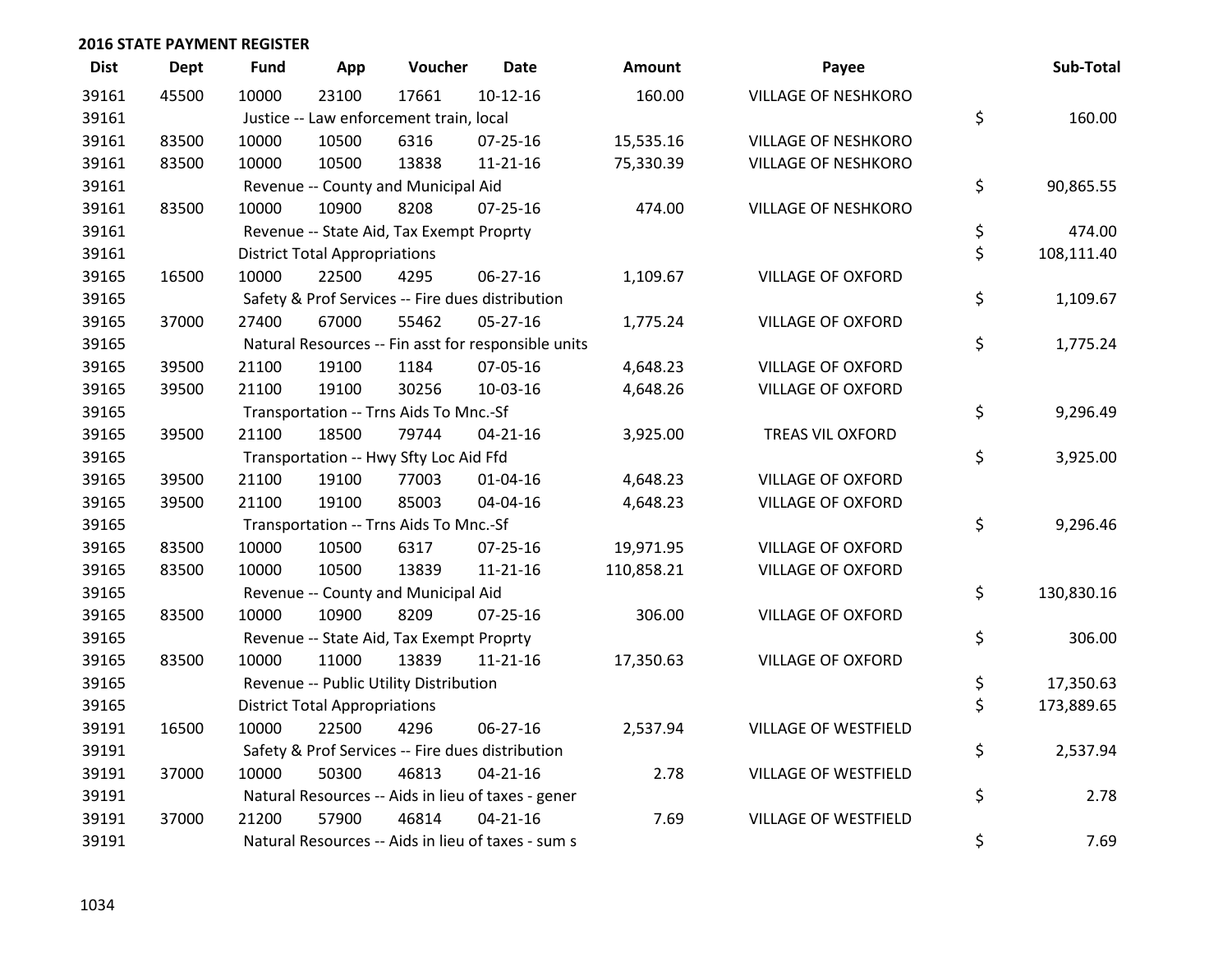## 2016 STATE PAYMENT REGISTER

| Dist | Dept | Fund | App | Voucher | Date | Amount | Payee | Sub-Total |
|---|---|---|---|---|---|---|---|---|
| 39161 | 45500 | 10000 | 23100 | 17661 | 10-12-16 | 160.00 | VILLAGE OF NESHKORO | |
| 39161 | | Justice -- Law enforcement train, local | | | | | | $ 160.00 |
| 39161 | 83500 | 10000 | 10500 | 6316 | 07-25-16 | 15,535.16 | VILLAGE OF NESHKORO | |
| 39161 | 83500 | 10000 | 10500 | 13838 | 11-21-16 | 75,330.39 | VILLAGE OF NESHKORO | |
| 39161 | | Revenue -- County and Municipal Aid | | | | | | $ 90,865.55 |
| 39161 | 83500 | 10000 | 10900 | 8208 | 07-25-16 | 474.00 | VILLAGE OF NESHKORO | |
| 39161 | | Revenue -- State Aid, Tax Exempt Proprty | | | | | | $ 474.00 |
| 39161 | | District Total Appropriations | | | | | | $ 108,111.40 |
| 39165 | 16500 | 10000 | 22500 | 4295 | 06-27-16 | 1,109.67 | VILLAGE OF OXFORD | |
| 39165 | | Safety & Prof Services -- Fire dues distribution | | | | | | $ 1,109.67 |
| 39165 | 37000 | 27400 | 67000 | 55462 | 05-27-16 | 1,775.24 | VILLAGE OF OXFORD | |
| 39165 | | Natural Resources -- Fin asst for responsible units | | | | | | $ 1,775.24 |
| 39165 | 39500 | 21100 | 19100 | 1184 | 07-05-16 | 4,648.23 | VILLAGE OF OXFORD | |
| 39165 | 39500 | 21100 | 19100 | 30256 | 10-03-16 | 4,648.26 | VILLAGE OF OXFORD | |
| 39165 | | Transportation -- Trns Aids To Mnc.-Sf | | | | | | $ 9,296.49 |
| 39165 | 39500 | 21100 | 18500 | 79744 | 04-21-16 | 3,925.00 | TREAS VIL OXFORD | |
| 39165 | | Transportation -- Hwy Sfty Loc Aid Ffd | | | | | | $ 3,925.00 |
| 39165 | 39500 | 21100 | 19100 | 77003 | 01-04-16 | 4,648.23 | VILLAGE OF OXFORD | |
| 39165 | 39500 | 21100 | 19100 | 85003 | 04-04-16 | 4,648.23 | VILLAGE OF OXFORD | |
| 39165 | | Transportation -- Trns Aids To Mnc.-Sf | | | | | | $ 9,296.46 |
| 39165 | 83500 | 10000 | 10500 | 6317 | 07-25-16 | 19,971.95 | VILLAGE OF OXFORD | |
| 39165 | 83500 | 10000 | 10500 | 13839 | 11-21-16 | 110,858.21 | VILLAGE OF OXFORD | |
| 39165 | | Revenue -- County and Municipal Aid | | | | | | $ 130,830.16 |
| 39165 | 83500 | 10000 | 10900 | 8209 | 07-25-16 | 306.00 | VILLAGE OF OXFORD | |
| 39165 | | Revenue -- State Aid, Tax Exempt Proprty | | | | | | $ 306.00 |
| 39165 | 83500 | 10000 | 11000 | 13839 | 11-21-16 | 17,350.63 | VILLAGE OF OXFORD | |
| 39165 | | Revenue -- Public Utility Distribution | | | | | | $ 17,350.63 |
| 39165 | | District Total Appropriations | | | | | | $ 173,889.65 |
| 39191 | 16500 | 10000 | 22500 | 4296 | 06-27-16 | 2,537.94 | VILLAGE OF WESTFIELD | |
| 39191 | | Safety & Prof Services -- Fire dues distribution | | | | | | $ 2,537.94 |
| 39191 | 37000 | 10000 | 50300 | 46813 | 04-21-16 | 2.78 | VILLAGE OF WESTFIELD | |
| 39191 | | Natural Resources -- Aids in lieu of taxes - gener | | | | | | $ 2.78 |
| 39191 | 37000 | 21200 | 57900 | 46814 | 04-21-16 | 7.69 | VILLAGE OF WESTFIELD | |
| 39191 | | Natural Resources -- Aids in lieu of taxes - sum s | | | | | | $ 7.69 |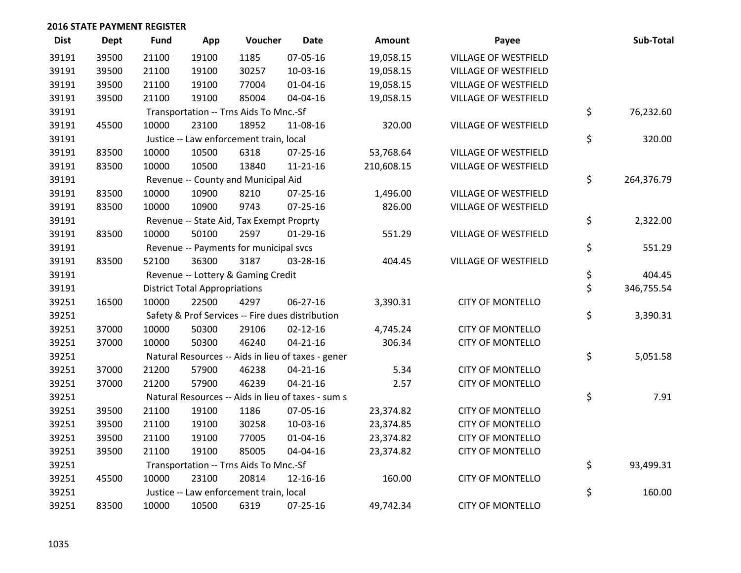**2016 STATE PAYMENT REGISTER**

| Dist | Dept | Fund | App | Voucher | Date | Amount | Payee | Sub-Total |
|---|---|---|---|---|---|---|---|---|
| 39191 | 39500 | 21100 | 19100 | 1185 | 07-05-16 | 19,058.15 | VILLAGE OF WESTFIELD | |
| 39191 | 39500 | 21100 | 19100 | 30257 | 10-03-16 | 19,058.15 | VILLAGE OF WESTFIELD | |
| 39191 | 39500 | 21100 | 19100 | 77004 | 01-04-16 | 19,058.15 | VILLAGE OF WESTFIELD | |
| 39191 | 39500 | 21100 | 19100 | 85004 | 04-04-16 | 19,058.15 | VILLAGE OF WESTFIELD | |
| 39191 | | Transportation -- Trns Aids To Mnc.-Sf | | | | | | $ 76,232.60 |
| 39191 | 45500 | 10000 | 23100 | 18952 | 11-08-16 | 320.00 | VILLAGE OF WESTFIELD | |
| 39191 | | Justice -- Law enforcement train, local | | | | | | $ 320.00 |
| 39191 | 83500 | 10000 | 10500 | 6318 | 07-25-16 | 53,768.64 | VILLAGE OF WESTFIELD | |
| 39191 | 83500 | 10000 | 10500 | 13840 | 11-21-16 | 210,608.15 | VILLAGE OF WESTFIELD | |
| 39191 | | Revenue -- County and Municipal Aid | | | | | | $ 264,376.79 |
| 39191 | 83500 | 10000 | 10900 | 8210 | 07-25-16 | 1,496.00 | VILLAGE OF WESTFIELD | |
| 39191 | 83500 | 10000 | 10900 | 9743 | 07-25-16 | 826.00 | VILLAGE OF WESTFIELD | |
| 39191 | | Revenue -- State Aid, Tax Exempt Proprty | | | | | | $ 2,322.00 |
| 39191 | 83500 | 10000 | 50100 | 2597 | 01-29-16 | 551.29 | VILLAGE OF WESTFIELD | |
| 39191 | | Revenue -- Payments for municipal svcs | | | | | | $ 551.29 |
| 39191 | 83500 | 52100 | 36300 | 3187 | 03-28-16 | 404.45 | VILLAGE OF WESTFIELD | |
| 39191 | | Revenue -- Lottery & Gaming Credit | | | | | | $ 404.45 |
| 39191 | | District Total Appropriations | | | | | | $ 346,755.54 |
| 39251 | 16500 | 10000 | 22500 | 4297 | 06-27-16 | 3,390.31 | CITY OF MONTELLO | |
| 39251 | | Safety & Prof Services -- Fire dues distribution | | | | | | $ 3,390.31 |
| 39251 | 37000 | 10000 | 50300 | 29106 | 02-12-16 | 4,745.24 | CITY OF MONTELLO | |
| 39251 | 37000 | 10000 | 50300 | 46240 | 04-21-16 | 306.34 | CITY OF MONTELLO | |
| 39251 | | Natural Resources -- Aids in lieu of taxes - gener | | | | | | $ 5,051.58 |
| 39251 | 37000 | 21200 | 57900 | 46238 | 04-21-16 | 5.34 | CITY OF MONTELLO | |
| 39251 | 37000 | 21200 | 57900 | 46239 | 04-21-16 | 2.57 | CITY OF MONTELLO | |
| 39251 | | Natural Resources -- Aids in lieu of taxes - sum s | | | | | | $ 7.91 |
| 39251 | 39500 | 21100 | 19100 | 1186 | 07-05-16 | 23,374.82 | CITY OF MONTELLO | |
| 39251 | 39500 | 21100 | 19100 | 30258 | 10-03-16 | 23,374.85 | CITY OF MONTELLO | |
| 39251 | 39500 | 21100 | 19100 | 77005 | 01-04-16 | 23,374.82 | CITY OF MONTELLO | |
| 39251 | 39500 | 21100 | 19100 | 85005 | 04-04-16 | 23,374.82 | CITY OF MONTELLO | |
| 39251 | | Transportation -- Trns Aids To Mnc.-Sf | | | | | | $ 93,499.31 |
| 39251 | 45500 | 10000 | 23100 | 20814 | 12-16-16 | 160.00 | CITY OF MONTELLO | |
| 39251 | | Justice -- Law enforcement train, local | | | | | | $ 160.00 |
| 39251 | 83500 | 10000 | 10500 | 6319 | 07-25-16 | 49,742.34 | CITY OF MONTELLO | |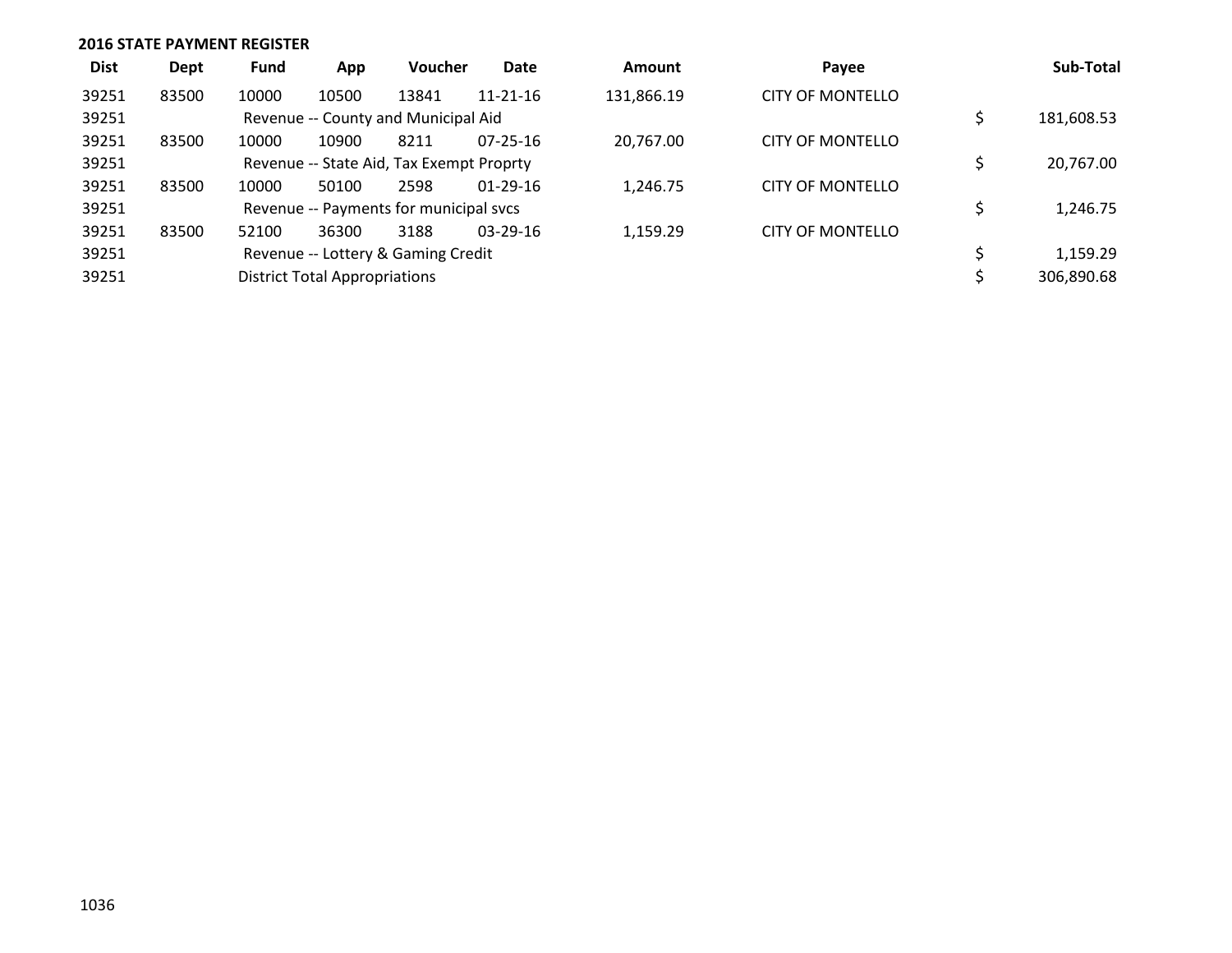**2016 STATE PAYMENT REGISTER**

| Dist | Dept | Fund | App | Voucher | Date | Amount | Payee | | Sub-Total |
|---|---|---|---|---|---|---|---|---|---|
| 39251 | 83500 | 10000 | 10500 | 13841 | 11-21-16 | 131,866.19 | CITY OF MONTELLO | | |
| 39251 | | Revenue -- County and Municipal Aid | | | | | | $ | 181,608.53 |
| 39251 | 83500 | 10000 | 10900 | 8211 | 07-25-16 | 20,767.00 | CITY OF MONTELLO | | |
| 39251 | | Revenue -- State Aid, Tax Exempt Proprty | | | | | | $ | 20,767.00 |
| 39251 | 83500 | 10000 | 50100 | 2598 | 01-29-16 | 1,246.75 | CITY OF MONTELLO | | |
| 39251 | | Revenue -- Payments for municipal svcs | | | | | | $ | 1,246.75 |
| 39251 | 83500 | 52100 | 36300 | 3188 | 03-29-16 | 1,159.29 | CITY OF MONTELLO | | |
| 39251 | | Revenue -- Lottery & Gaming Credit | | | | | | $ | 1,159.29 |
| 39251 | | District Total Appropriations | | | | | | $ | 306,890.68 |